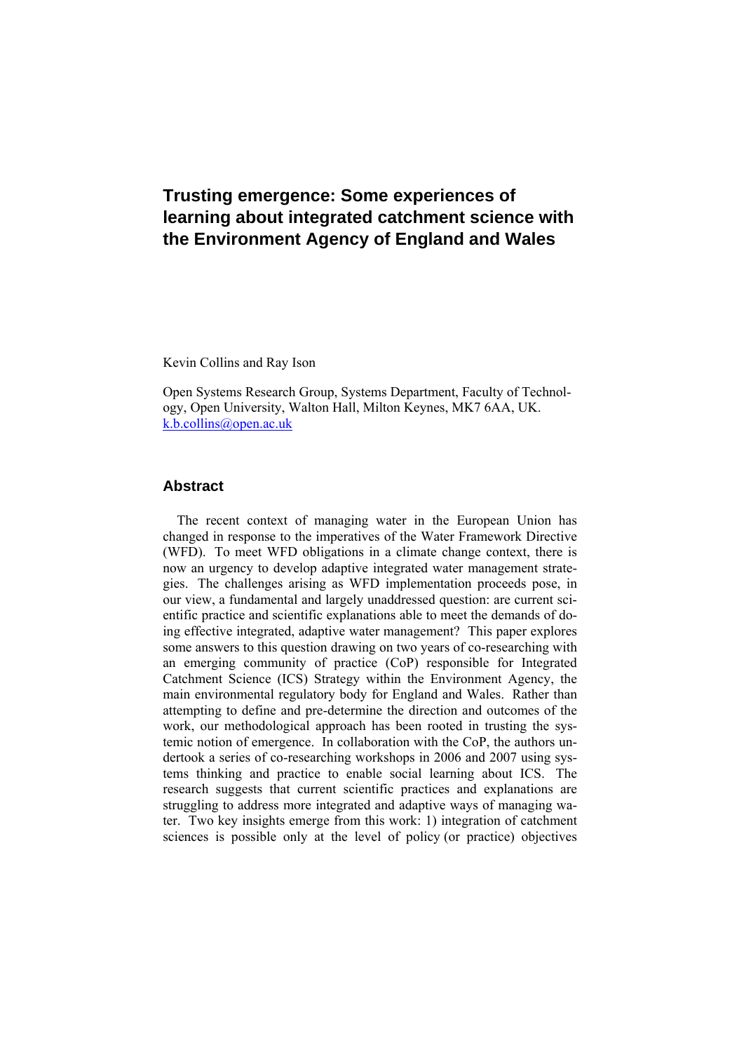# Trusting emergence: Some experiences of learning about integrated catchment science with the Environment Agency of England and Wales

Kevin Collins and Ray Ison

Open Systems Research Group, Systems Department, Faculty of Technology, Open University, Walton Hall, Milton Keynes, MK7 6AA, UK.
k.b.collins@open.ac.uk

## Abstract

The recent context of managing water in the European Union has changed in response to the imperatives of the Water Framework Directive (WFD). To meet WFD obligations in a climate change context, there is now an urgency to develop adaptive integrated water management strategies. The challenges arising as WFD implementation proceeds pose, in our view, a fundamental and largely unaddressed question: are current scientific practice and scientific explanations able to meet the demands of doing effective integrated, adaptive water management? This paper explores some answers to this question drawing on two years of co-researching with an emerging community of practice (CoP) responsible for Integrated Catchment Science (ICS) Strategy within the Environment Agency, the main environmental regulatory body for England and Wales. Rather than attempting to define and pre-determine the direction and outcomes of the work, our methodological approach has been rooted in trusting the systemic notion of emergence. In collaboration with the CoP, the authors undertook a series of co-researching workshops in 2006 and 2007 using systems thinking and practice to enable social learning about ICS. The research suggests that current scientific practices and explanations are struggling to address more integrated and adaptive ways of managing water. Two key insights emerge from this work: 1) integration of catchment sciences is possible only at the level of policy (or practice) objectives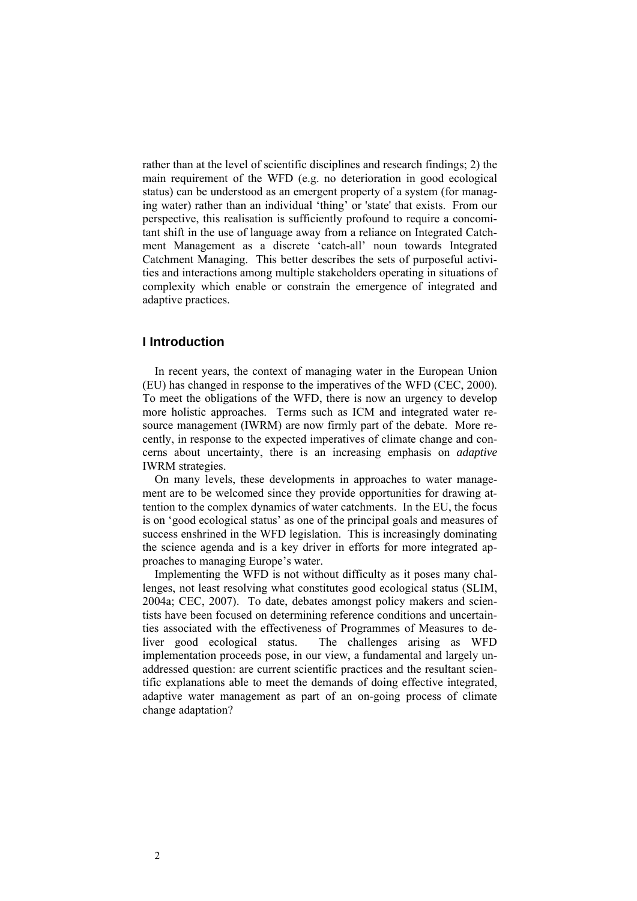rather than at the level of scientific disciplines and research findings; 2) the main requirement of the WFD (e.g. no deterioration in good ecological status) can be understood as an emergent property of a system (for managing water) rather than an individual 'thing' or 'state' that exists. From our perspective, this realisation is sufficiently profound to require a concomitant shift in the use of language away from a reliance on Integrated Catchment Management as a discrete 'catch-all' noun towards Integrated Catchment Managing. This better describes the sets of purposeful activities and interactions among multiple stakeholders operating in situations of complexity which enable or constrain the emergence of integrated and adaptive practices.

## I Introduction

In recent years, the context of managing water in the European Union (EU) has changed in response to the imperatives of the WFD (CEC, 2000). To meet the obligations of the WFD, there is now an urgency to develop more holistic approaches. Terms such as ICM and integrated water resource management (IWRM) are now firmly part of the debate. More recently, in response to the expected imperatives of climate change and concerns about uncertainty, there is an increasing emphasis on *adaptive* IWRM strategies.

On many levels, these developments in approaches to water management are to be welcomed since they provide opportunities for drawing attention to the complex dynamics of water catchments. In the EU, the focus is on 'good ecological status' as one of the principal goals and measures of success enshrined in the WFD legislation. This is increasingly dominating the science agenda and is a key driver in efforts for more integrated approaches to managing Europe's water.

Implementing the WFD is not without difficulty as it poses many challenges, not least resolving what constitutes good ecological status (SLIM, 2004a; CEC, 2007). To date, debates amongst policy makers and scientists have been focused on determining reference conditions and uncertainties associated with the effectiveness of Programmes of Measures to deliver good ecological status. The challenges arising as WFD implementation proceeds pose, in our view, a fundamental and largely unaddressed question: are current scientific practices and the resultant scientific explanations able to meet the demands of doing effective integrated, adaptive water management as part of an on-going process of climate change adaptation?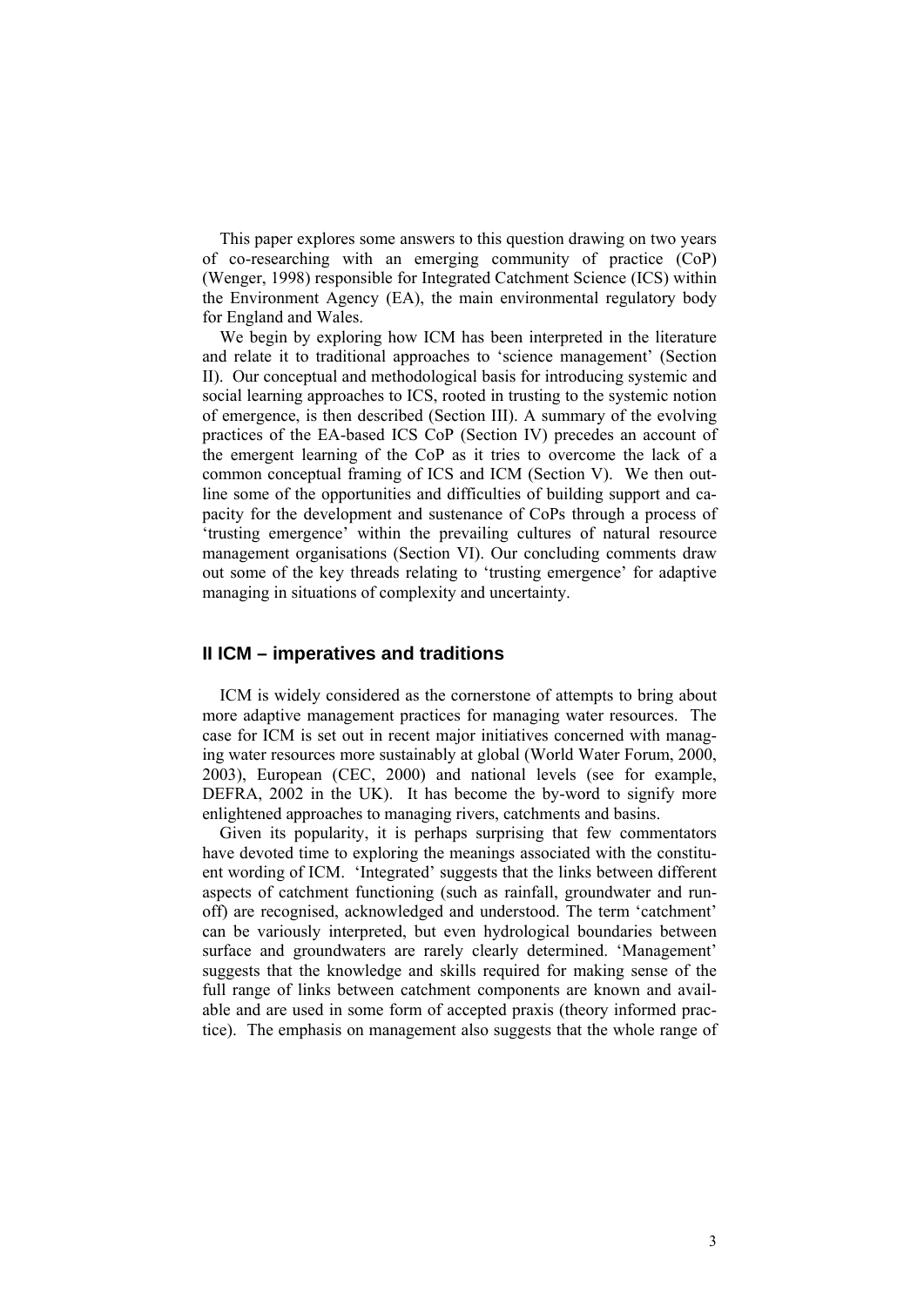This paper explores some answers to this question drawing on two years of co-researching with an emerging community of practice (CoP) (Wenger, 1998) responsible for Integrated Catchment Science (ICS) within the Environment Agency (EA), the main environmental regulatory body for England and Wales.

We begin by exploring how ICM has been interpreted in the literature and relate it to traditional approaches to 'science management' (Section II). Our conceptual and methodological basis for introducing systemic and social learning approaches to ICS, rooted in trusting to the systemic notion of emergence, is then described (Section III). A summary of the evolving practices of the EA-based ICS CoP (Section IV) precedes an account of the emergent learning of the CoP as it tries to overcome the lack of a common conceptual framing of ICS and ICM (Section V). We then outline some of the opportunities and difficulties of building support and capacity for the development and sustenance of CoPs through a process of 'trusting emergence' within the prevailing cultures of natural resource management organisations (Section VI). Our concluding comments draw out some of the key threads relating to 'trusting emergence' for adaptive managing in situations of complexity and uncertainty.

## II ICM – imperatives and traditions

ICM is widely considered as the cornerstone of attempts to bring about more adaptive management practices for managing water resources. The case for ICM is set out in recent major initiatives concerned with managing water resources more sustainably at global (World Water Forum, 2000, 2003), European (CEC, 2000) and national levels (see for example, DEFRA, 2002 in the UK). It has become the by-word to signify more enlightened approaches to managing rivers, catchments and basins.

Given its popularity, it is perhaps surprising that few commentators have devoted time to exploring the meanings associated with the constituent wording of ICM. 'Integrated' suggests that the links between different aspects of catchment functioning (such as rainfall, groundwater and runoff) are recognised, acknowledged and understood. The term 'catchment' can be variously interpreted, but even hydrological boundaries between surface and groundwaters are rarely clearly determined. 'Management' suggests that the knowledge and skills required for making sense of the full range of links between catchment components are known and available and are used in some form of accepted praxis (theory informed practice). The emphasis on management also suggests that the whole range of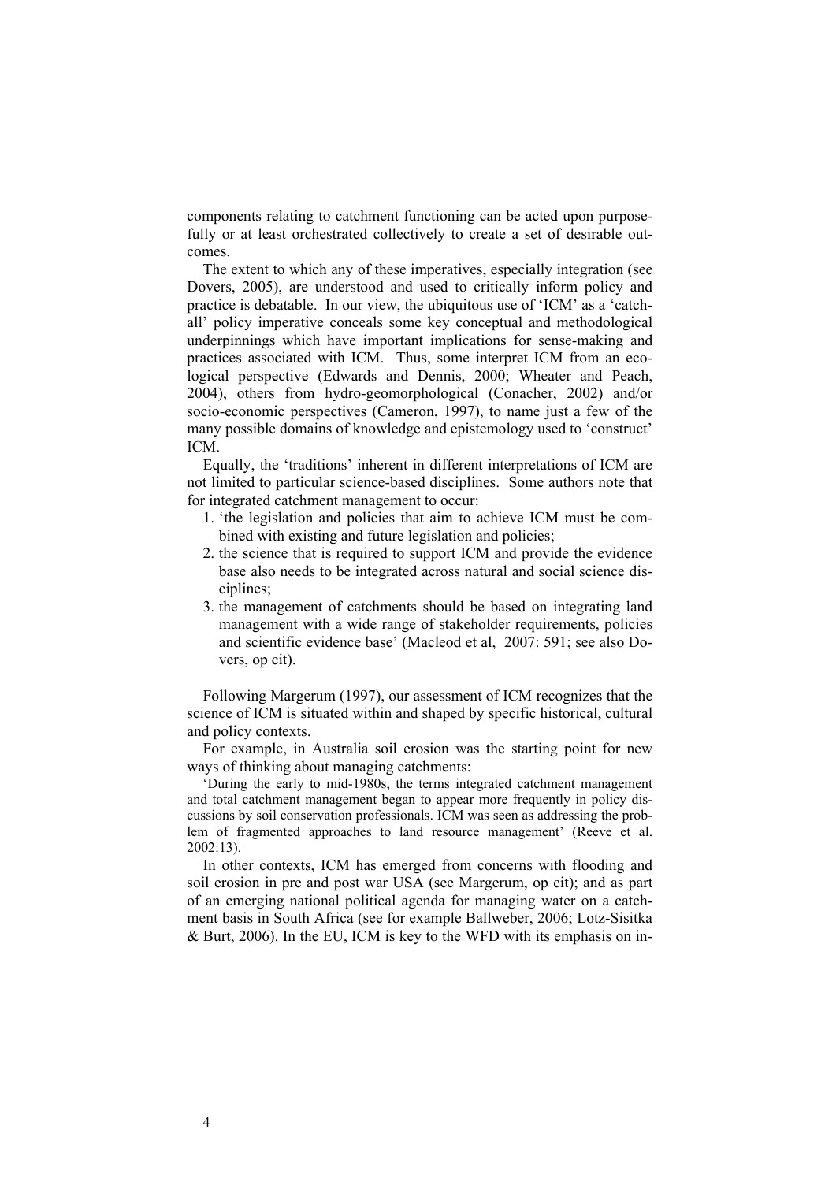components relating to catchment functioning can be acted upon purposefully or at least orchestrated collectively to create a set of desirable outcomes.

The extent to which any of these imperatives, especially integration (see Dovers, 2005), are understood and used to critically inform policy and practice is debatable. In our view, the ubiquitous use of 'ICM' as a 'catch-all' policy imperative conceals some key conceptual and methodological underpinnings which have important implications for sense-making and practices associated with ICM. Thus, some interpret ICM from an ecological perspective (Edwards and Dennis, 2000; Wheater and Peach, 2004), others from hydro-geomorphological (Conacher, 2002) and/or socio-economic perspectives (Cameron, 1997), to name just a few of the many possible domains of knowledge and epistemology used to 'construct' ICM.

Equally, the 'traditions' inherent in different interpretations of ICM are not limited to particular science-based disciplines. Some authors note that for integrated catchment management to occur:

1. 'the legislation and policies that aim to achieve ICM must be combined with existing and future legislation and policies;
2. the science that is required to support ICM and provide the evidence base also needs to be integrated across natural and social science disciplines;
3. the management of catchments should be based on integrating land management with a wide range of stakeholder requirements, policies and scientific evidence base' (Macleod et al, 2007: 591; see also Dovers, op cit).

Following Margerum (1997), our assessment of ICM recognizes that the science of ICM is situated within and shaped by specific historical, cultural and policy contexts.

For example, in Australia soil erosion was the starting point for new ways of thinking about managing catchments:

> 'During the early to mid-1980s, the terms integrated catchment management and total catchment management began to appear more frequently in policy discussions by soil conservation professionals. ICM was seen as addressing the problem of fragmented approaches to land resource management' (Reeve et al. 2002:13).

In other contexts, ICM has emerged from concerns with flooding and soil erosion in pre and post war USA (see Margerum, op cit); and as part of an emerging national political agenda for managing water on a catchment basis in South Africa (see for example Ballweber, 2006; Lotz-Sisitka & Burt, 2006). In the EU, ICM is key to the WFD with its emphasis on in-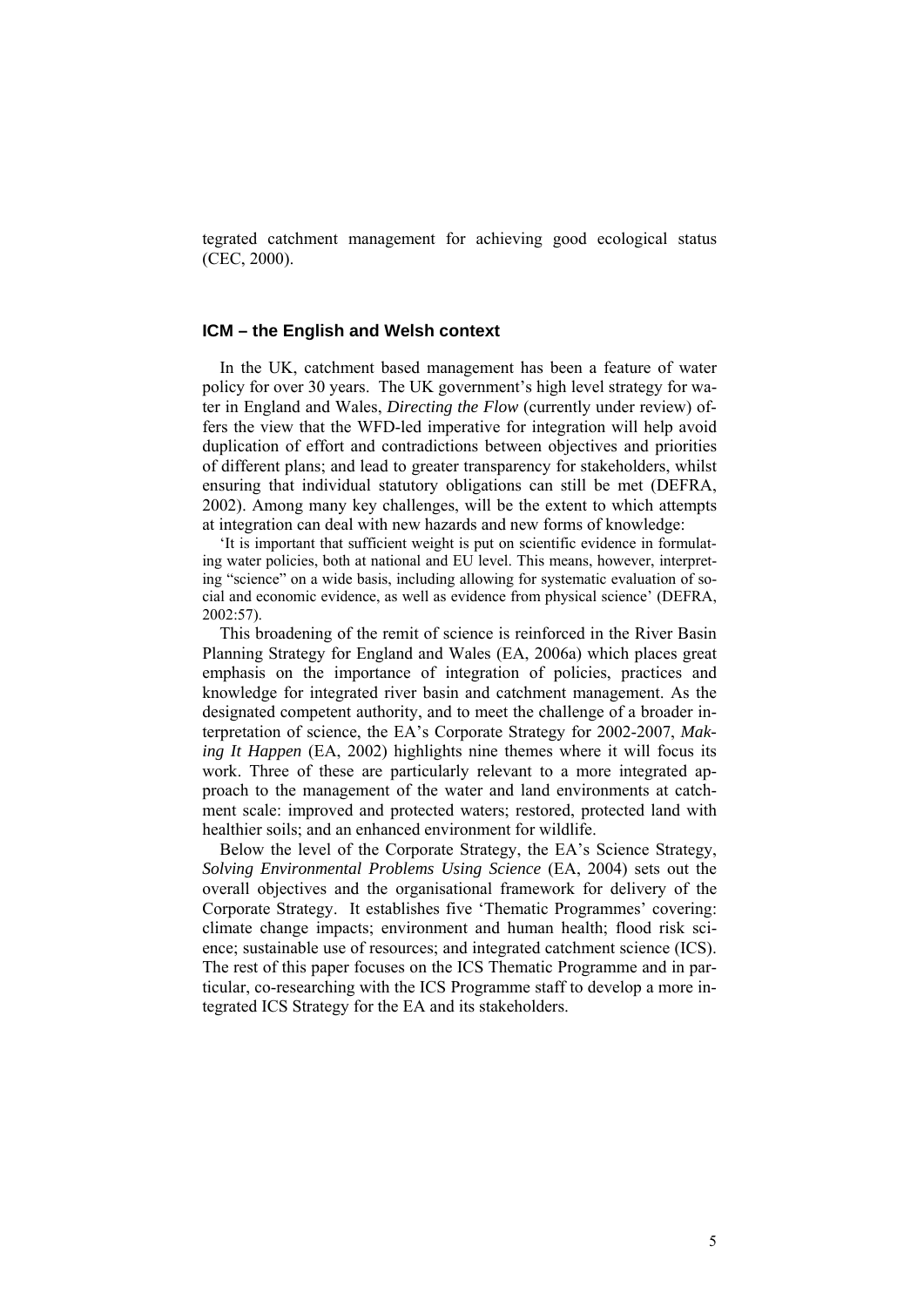tegrated catchment management for achieving good ecological status (CEC, 2000).

### ICM – the English and Welsh context

In the UK, catchment based management has been a feature of water policy for over 30 years. The UK government's high level strategy for water in England and Wales, *Directing the Flow* (currently under review) offers the view that the WFD-led imperative for integration will help avoid duplication of effort and contradictions between objectives and priorities of different plans; and lead to greater transparency for stakeholders, whilst ensuring that individual statutory obligations can still be met (DEFRA, 2002). Among many key challenges, will be the extent to which attempts at integration can deal with new hazards and new forms of knowledge:

> 'It is important that sufficient weight is put on scientific evidence in formulating water policies, both at national and EU level. This means, however, interpreting "science" on a wide basis, including allowing for systematic evaluation of social and economic evidence, as well as evidence from physical science' (DEFRA, 2002:57).

This broadening of the remit of science is reinforced in the River Basin Planning Strategy for England and Wales (EA, 2006a) which places great emphasis on the importance of integration of policies, practices and knowledge for integrated river basin and catchment management. As the designated competent authority, and to meet the challenge of a broader interpretation of science, the EA's Corporate Strategy for 2002-2007, *Making It Happen* (EA, 2002) highlights nine themes where it will focus its work. Three of these are particularly relevant to a more integrated approach to the management of the water and land environments at catchment scale: improved and protected waters; restored, protected land with healthier soils; and an enhanced environment for wildlife.

Below the level of the Corporate Strategy, the EA's Science Strategy, *Solving Environmental Problems Using Science* (EA, 2004) sets out the overall objectives and the organisational framework for delivery of the Corporate Strategy. It establishes five 'Thematic Programmes' covering: climate change impacts; environment and human health; flood risk science; sustainable use of resources; and integrated catchment science (ICS). The rest of this paper focuses on the ICS Thematic Programme and in particular, co-researching with the ICS Programme staff to develop a more integrated ICS Strategy for the EA and its stakeholders.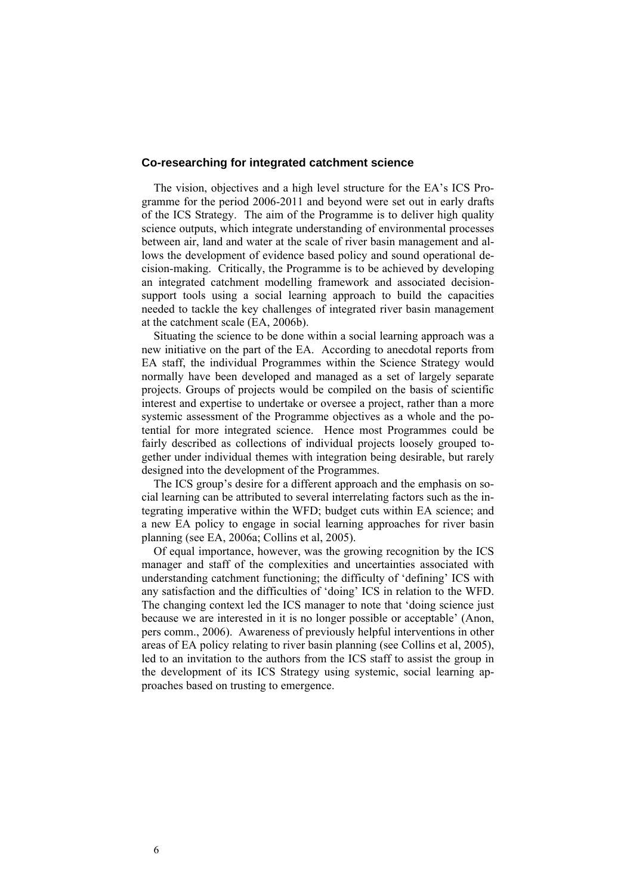## Co-researching for integrated catchment science

The vision, objectives and a high level structure for the EA's ICS Programme for the period 2006-2011 and beyond were set out in early drafts of the ICS Strategy. The aim of the Programme is to deliver high quality science outputs, which integrate understanding of environmental processes between air, land and water at the scale of river basin management and allows the development of evidence based policy and sound operational decision-making. Critically, the Programme is to be achieved by developing an integrated catchment modelling framework and associated decision-support tools using a social learning approach to build the capacities needed to tackle the key challenges of integrated river basin management at the catchment scale (EA, 2006b).

Situating the science to be done within a social learning approach was a new initiative on the part of the EA. According to anecdotal reports from EA staff, the individual Programmes within the Science Strategy would normally have been developed and managed as a set of largely separate projects. Groups of projects would be compiled on the basis of scientific interest and expertise to undertake or oversee a project, rather than a more systemic assessment of the Programme objectives as a whole and the potential for more integrated science. Hence most Programmes could be fairly described as collections of individual projects loosely grouped together under individual themes with integration being desirable, but rarely designed into the development of the Programmes.

The ICS group's desire for a different approach and the emphasis on social learning can be attributed to several interrelating factors such as the integrating imperative within the WFD; budget cuts within EA science; and a new EA policy to engage in social learning approaches for river basin planning (see EA, 2006a; Collins et al, 2005).

Of equal importance, however, was the growing recognition by the ICS manager and staff of the complexities and uncertainties associated with understanding catchment functioning; the difficulty of 'defining' ICS with any satisfaction and the difficulties of 'doing' ICS in relation to the WFD. The changing context led the ICS manager to note that 'doing science just because we are interested in it is no longer possible or acceptable' (Anon, pers comm., 2006). Awareness of previously helpful interventions in other areas of EA policy relating to river basin planning (see Collins et al, 2005), led to an invitation to the authors from the ICS staff to assist the group in the development of its ICS Strategy using systemic, social learning approaches based on trusting to emergence.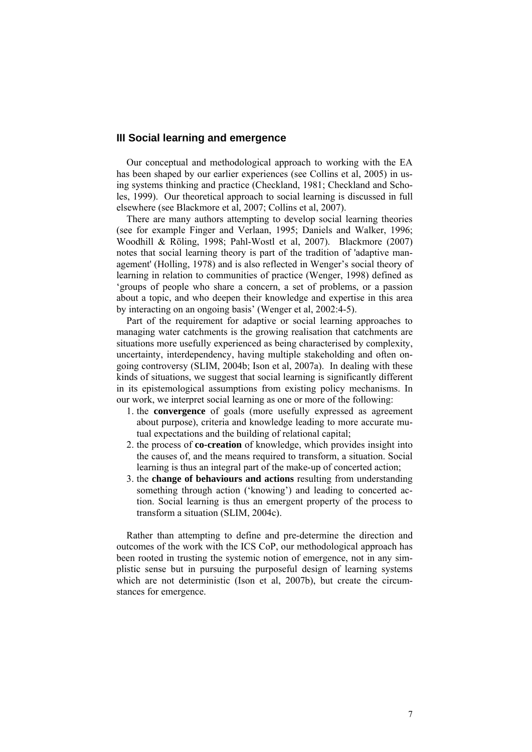## III Social learning and emergence

Our conceptual and methodological approach to working with the EA has been shaped by our earlier experiences (see Collins et al, 2005) in using systems thinking and practice (Checkland, 1981; Checkland and Scholes, 1999). Our theoretical approach to social learning is discussed in full elsewhere (see Blackmore et al, 2007; Collins et al, 2007).

There are many authors attempting to develop social learning theories (see for example Finger and Verlaan, 1995; Daniels and Walker, 1996; Woodhill & Röling, 1998; Pahl-Wostl et al, 2007). Blackmore (2007) notes that social learning theory is part of the tradition of 'adaptive management' (Holling, 1978) and is also reflected in Wenger's social theory of learning in relation to communities of practice (Wenger, 1998) defined as 'groups of people who share a concern, a set of problems, or a passion about a topic, and who deepen their knowledge and expertise in this area by interacting on an ongoing basis' (Wenger et al, 2002:4-5).

Part of the requirement for adaptive or social learning approaches to managing water catchments is the growing realisation that catchments are situations more usefully experienced as being characterised by complexity, uncertainty, interdependency, having multiple stakeholding and often ongoing controversy (SLIM, 2004b; Ison et al, 2007a). In dealing with these kinds of situations, we suggest that social learning is significantly different in its epistemological assumptions from existing policy mechanisms. In our work, we interpret social learning as one or more of the following:

1. the **convergence** of goals (more usefully expressed as agreement about purpose), criteria and knowledge leading to more accurate mutual expectations and the building of relational capital;
2. the process of **co-creation** of knowledge, which provides insight into the causes of, and the means required to transform, a situation. Social learning is thus an integral part of the make-up of concerted action;
3. the **change of behaviours and actions** resulting from understanding something through action ('knowing') and leading to concerted action. Social learning is thus an emergent property of the process to transform a situation (SLIM, 2004c).

Rather than attempting to define and pre-determine the direction and outcomes of the work with the ICS CoP, our methodological approach has been rooted in trusting the systemic notion of emergence, not in any simplistic sense but in pursuing the purposeful design of learning systems which are not deterministic (Ison et al, 2007b), but create the circumstances for emergence.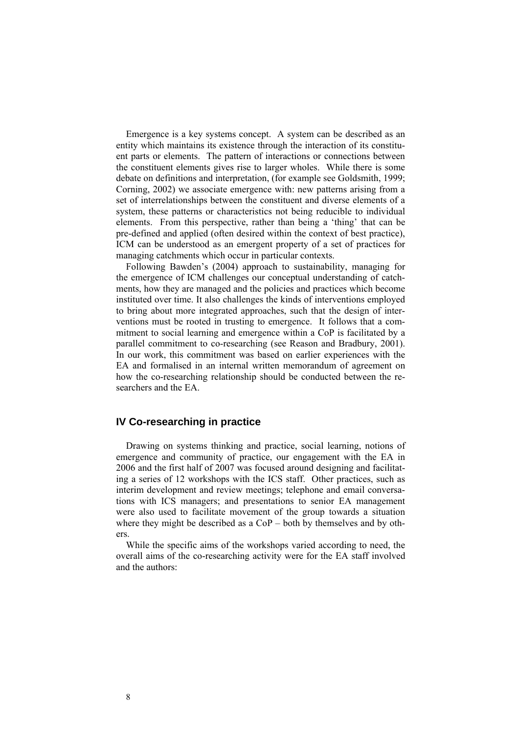Emergence is a key systems concept. A system can be described as an entity which maintains its existence through the interaction of its constituent parts or elements. The pattern of interactions or connections between the constituent elements gives rise to larger wholes. While there is some debate on definitions and interpretation, (for example see Goldsmith, 1999; Corning, 2002) we associate emergence with: new patterns arising from a set of interrelationships between the constituent and diverse elements of a system, these patterns or characteristics not being reducible to individual elements. From this perspective, rather than being a 'thing' that can be pre-defined and applied (often desired within the context of best practice), ICM can be understood as an emergent property of a set of practices for managing catchments which occur in particular contexts.

Following Bawden's (2004) approach to sustainability, managing for the emergence of ICM challenges our conceptual understanding of catchments, how they are managed and the policies and practices which become instituted over time. It also challenges the kinds of interventions employed to bring about more integrated approaches, such that the design of interventions must be rooted in trusting to emergence. It follows that a commitment to social learning and emergence within a CoP is facilitated by a parallel commitment to co-researching (see Reason and Bradbury, 2001). In our work, this commitment was based on earlier experiences with the EA and formalised in an internal written memorandum of agreement on how the co-researching relationship should be conducted between the researchers and the EA.

## IV Co-researching in practice

Drawing on systems thinking and practice, social learning, notions of emergence and community of practice, our engagement with the EA in 2006 and the first half of 2007 was focused around designing and facilitating a series of 12 workshops with the ICS staff. Other practices, such as interim development and review meetings; telephone and email conversations with ICS managers; and presentations to senior EA management were also used to facilitate movement of the group towards a situation where they might be described as a CoP – both by themselves and by others.

While the specific aims of the workshops varied according to need, the overall aims of the co-researching activity were for the EA staff involved and the authors: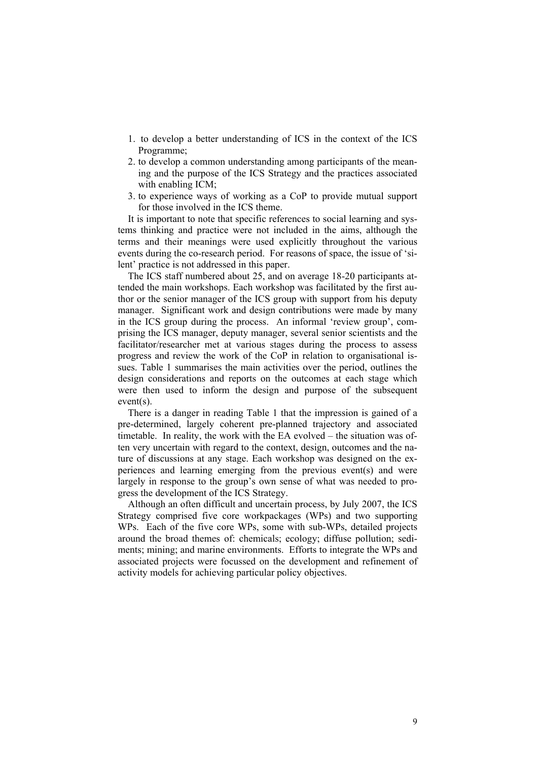1. to develop a better understanding of ICS in the context of the ICS Programme;
2. to develop a common understanding among participants of the meaning and the purpose of the ICS Strategy and the practices associated with enabling ICM;
3. to experience ways of working as a CoP to provide mutual support for those involved in the ICS theme.

It is important to note that specific references to social learning and systems thinking and practice were not included in the aims, although the terms and their meanings were used explicitly throughout the various events during the co-research period. For reasons of space, the issue of 'silent' practice is not addressed in this paper.

The ICS staff numbered about 25, and on average 18-20 participants attended the main workshops. Each workshop was facilitated by the first author or the senior manager of the ICS group with support from his deputy manager. Significant work and design contributions were made by many in the ICS group during the process. An informal 'review group', comprising the ICS manager, deputy manager, several senior scientists and the facilitator/researcher met at various stages during the process to assess progress and review the work of the CoP in relation to organisational issues. Table 1 summarises the main activities over the period, outlines the design considerations and reports on the outcomes at each stage which were then used to inform the design and purpose of the subsequent event(s).

There is a danger in reading Table 1 that the impression is gained of a pre-determined, largely coherent pre-planned trajectory and associated timetable. In reality, the work with the EA evolved – the situation was often very uncertain with regard to the context, design, outcomes and the nature of discussions at any stage. Each workshop was designed on the experiences and learning emerging from the previous event(s) and were largely in response to the group's own sense of what was needed to progress the development of the ICS Strategy.

Although an often difficult and uncertain process, by July 2007, the ICS Strategy comprised five core workpackages (WPs) and two supporting WPs. Each of the five core WPs, some with sub-WPs, detailed projects around the broad themes of: chemicals; ecology; diffuse pollution; sediments; mining; and marine environments. Efforts to integrate the WPs and associated projects were focussed on the development and refinement of activity models for achieving particular policy objectives.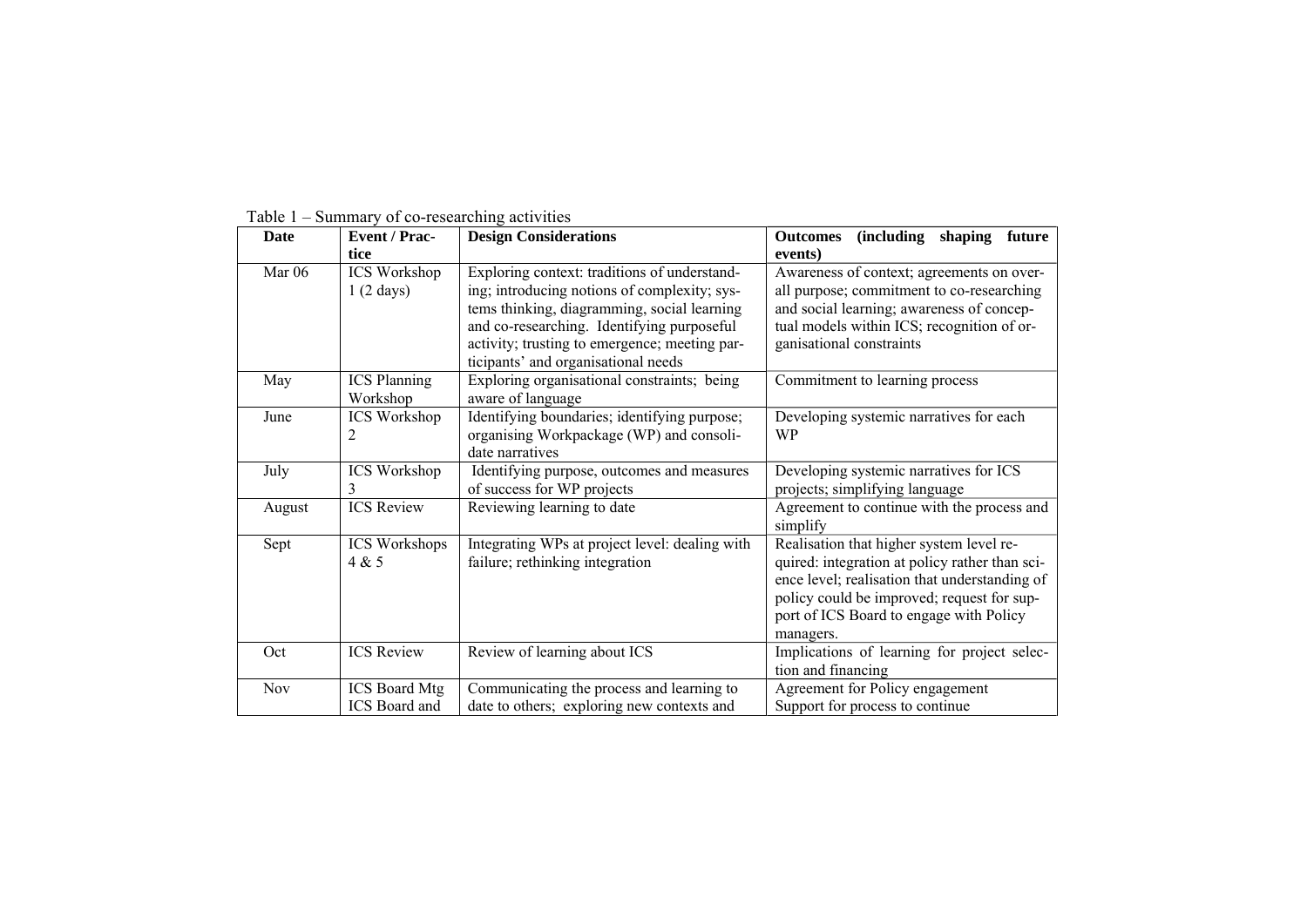Table 1 – Summary of co-researching activities

| Date | Event / Practice | Design Considerations | Outcomes (including shaping future events) |
|---|---|---|---|
| Mar 06 | ICS Workshop 1 (2 days) | Exploring context: traditions of understanding; introducing notions of complexity; systems thinking, diagramming, social learning and co-researching. Identifying purposeful activity; trusting to emergence; meeting participants' and organisational needs | Awareness of context; agreements on overall purpose; commitment to co-researching and social learning; awareness of conceptual models within ICS; recognition of organisational constraints |
| May | ICS Planning Workshop | Exploring organisational constraints; being aware of language | Commitment to learning process |
| June | ICS Workshop 2 | Identifying boundaries; identifying purpose; organising Workpackage (WP) and consolidate narratives | Developing systemic narratives for each WP |
| July | ICS Workshop 3 | Identifying purpose, outcomes and measures of success for WP projects | Developing systemic narratives for ICS projects; simplifying language |
| August | ICS Review | Reviewing learning to date | Agreement to continue with the process and simplify |
| Sept | ICS Workshops 4 & 5 | Integrating WPs at project level: dealing with failure; rethinking integration | Realisation that higher system level required: integration at policy rather than science level; realisation that understanding of policy could be improved; request for support of ICS Board to engage with Policy managers. |
| Oct | ICS Review | Review of learning about ICS | Implications of learning for project selection and financing |
| Nov | ICS Board Mtg<br>ICS Board and | Communicating the process and learning to date to others; exploring new contexts and | Agreement for Policy engagement<br>Support for process to continue |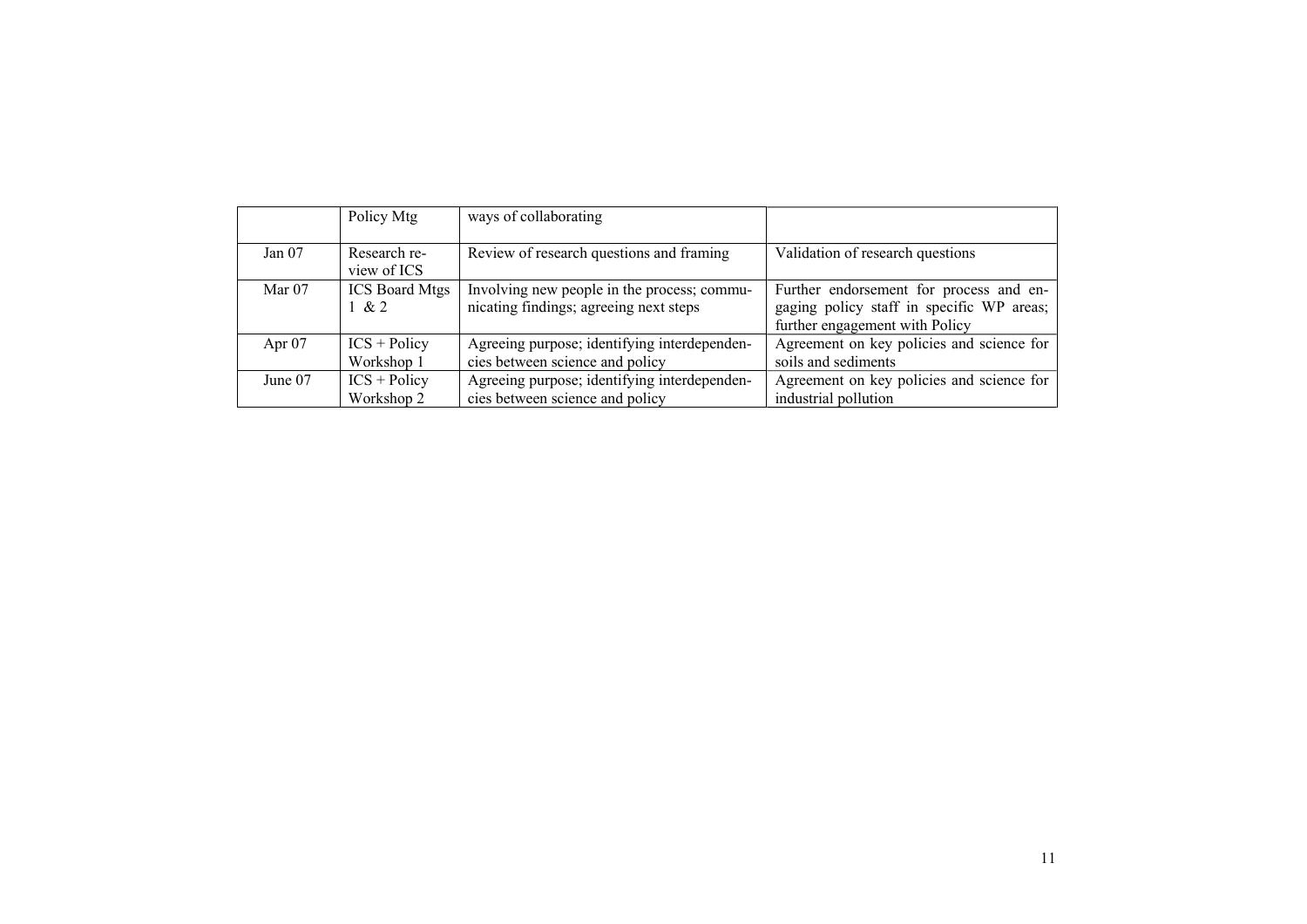| | | | |
|---|---|---|---|
| | Policy Mtg | ways of collaborating | |
| Jan 07 | Research review of ICS | Review of research questions and framing | Validation of research questions |
| Mar 07 | ICS Board Mtgs 1 & 2 | Involving new people in the process; communicating findings; agreeing next steps | Further endorsement for process and engaging policy staff in specific WP areas; further engagement with Policy |
| Apr 07 | ICS + Policy Workshop 1 | Agreeing purpose; identifying interdependencies between science and policy | Agreement on key policies and science for soils and sediments |
| June 07 | ICS + Policy Workshop 2 | Agreeing purpose; identifying interdependencies between science and policy | Agreement on key policies and science for industrial pollution |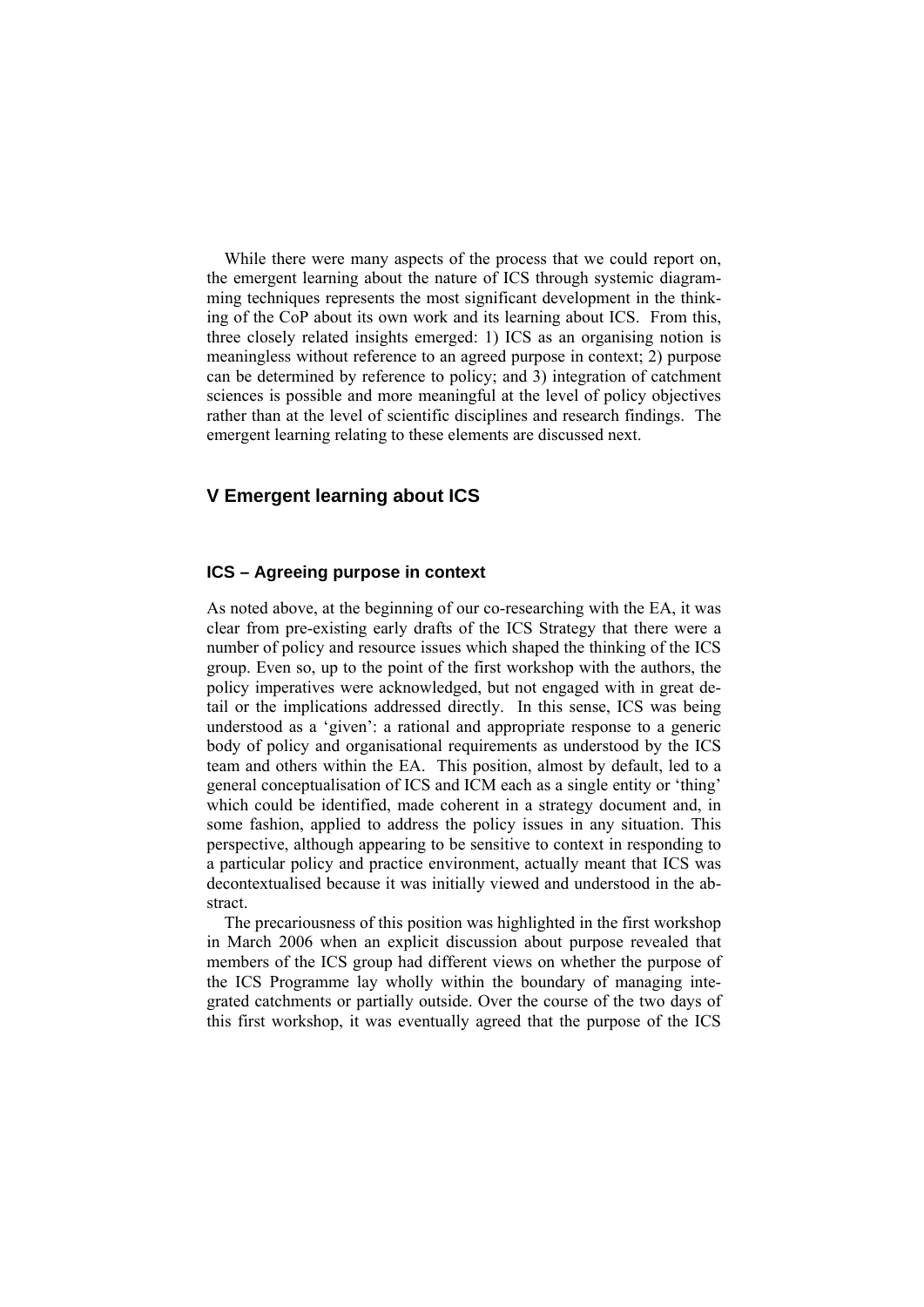While there were many aspects of the process that we could report on, the emergent learning about the nature of ICS through systemic diagramming techniques represents the most significant development in the thinking of the CoP about its own work and its learning about ICS. From this, three closely related insights emerged: 1) ICS as an organising notion is meaningless without reference to an agreed purpose in context; 2) purpose can be determined by reference to policy; and 3) integration of catchment sciences is possible and more meaningful at the level of policy objectives rather than at the level of scientific disciplines and research findings. The emergent learning relating to these elements are discussed next.

## V Emergent learning about ICS

### ICS – Agreeing purpose in context

As noted above, at the beginning of our co-researching with the EA, it was clear from pre-existing early drafts of the ICS Strategy that there were a number of policy and resource issues which shaped the thinking of the ICS group. Even so, up to the point of the first workshop with the authors, the policy imperatives were acknowledged, but not engaged with in great detail or the implications addressed directly. In this sense, ICS was being understood as a 'given': a rational and appropriate response to a generic body of policy and organisational requirements as understood by the ICS team and others within the EA. This position, almost by default, led to a general conceptualisation of ICS and ICM each as a single entity or 'thing' which could be identified, made coherent in a strategy document and, in some fashion, applied to address the policy issues in any situation. This perspective, although appearing to be sensitive to context in responding to a particular policy and practice environment, actually meant that ICS was decontextualised because it was initially viewed and understood in the abstract.

The precariousness of this position was highlighted in the first workshop in March 2006 when an explicit discussion about purpose revealed that members of the ICS group had different views on whether the purpose of the ICS Programme lay wholly within the boundary of managing integrated catchments or partially outside. Over the course of the two days of this first workshop, it was eventually agreed that the purpose of the ICS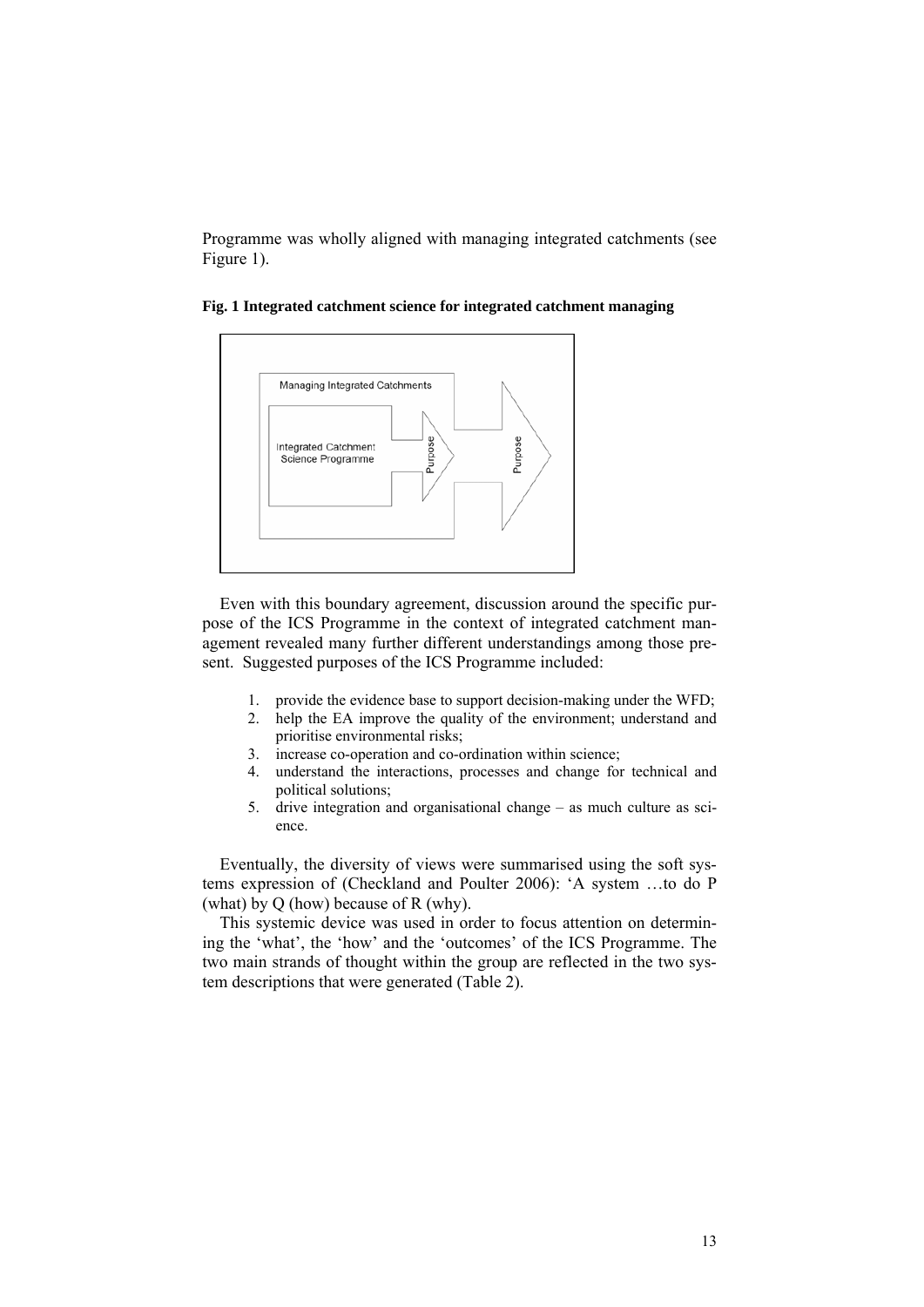Programme was wholly aligned with managing integrated catchments (see Figure 1).

**Fig. 1 Integrated catchment science for integrated catchment managing**

Even with this boundary agreement, discussion around the specific purpose of the ICS Programme in the context of integrated catchment management revealed many further different understandings among those present. Suggested purposes of the ICS Programme included:

1. provide the evidence base to support decision-making under the WFD;
2. help the EA improve the quality of the environment; understand and prioritise environmental risks;
3. increase co-operation and co-ordination within science;
4. understand the interactions, processes and change for technical and political solutions;
5. drive integration and organisational change – as much culture as science.

Eventually, the diversity of views were summarised using the soft systems expression of (Checkland and Poulter 2006): 'A system …to do P (what) by Q (how) because of R (why).

This systemic device was used in order to focus attention on determining the 'what', the 'how' and the 'outcomes' of the ICS Programme. The two main strands of thought within the group are reflected in the two system descriptions that were generated (Table 2).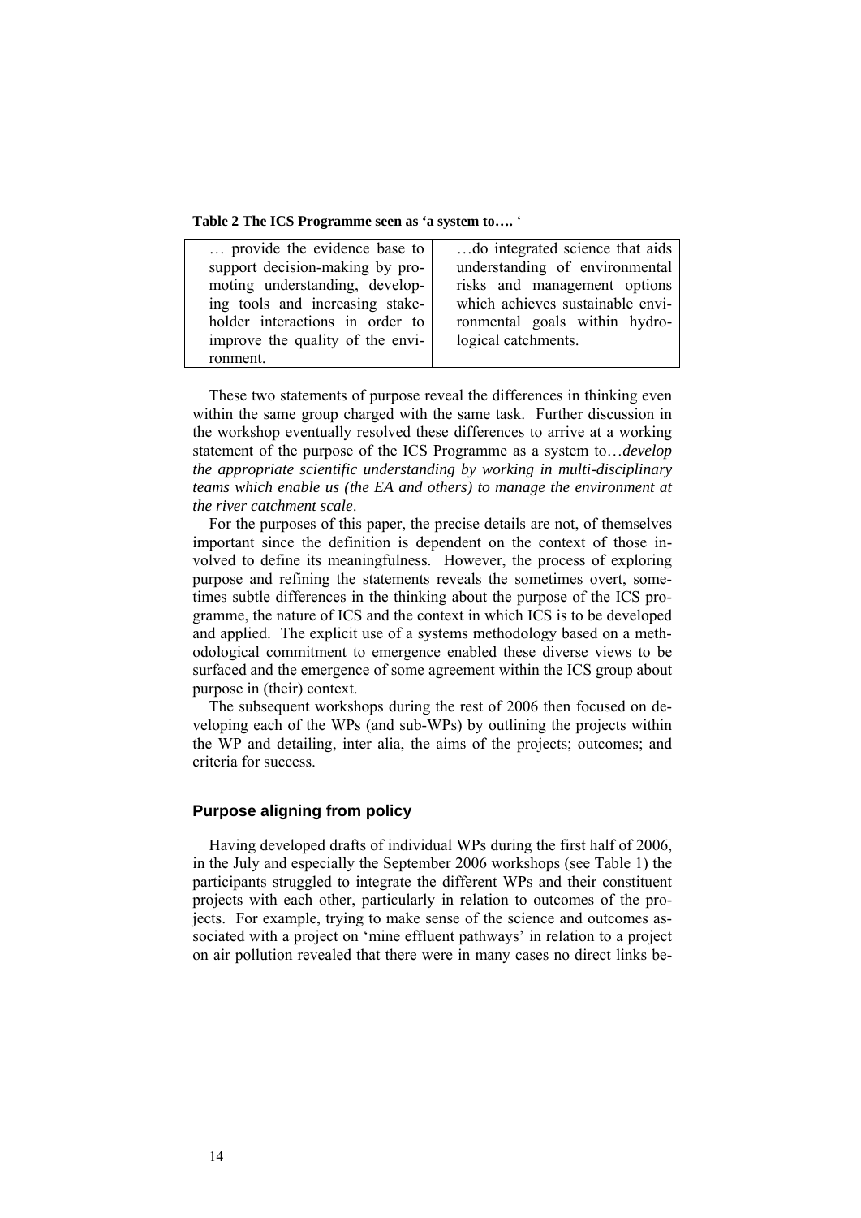**Table 2 The ICS Programme seen as 'a system to…. '**

| … provide the evidence base to support decision-making by promoting understanding, developing tools and increasing stakeholder interactions in order to improve the quality of the environment. | …do integrated science that aids understanding of environmental risks and management options which achieves sustainable environmental goals within hydrological catchments. |
|---|---|

These two statements of purpose reveal the differences in thinking even within the same group charged with the same task. Further discussion in the workshop eventually resolved these differences to arrive at a working statement of the purpose of the ICS Programme as a system to…*develop the appropriate scientific understanding by working in multi-disciplinary teams which enable us (the EA and others) to manage the environment at the river catchment scale*.

For the purposes of this paper, the precise details are not, of themselves important since the definition is dependent on the context of those involved to define its meaningfulness. However, the process of exploring purpose and refining the statements reveals the sometimes overt, sometimes subtle differences in the thinking about the purpose of the ICS programme, the nature of ICS and the context in which ICS is to be developed and applied. The explicit use of a systems methodology based on a methodological commitment to emergence enabled these diverse views to be surfaced and the emergence of some agreement within the ICS group about purpose in (their) context.

The subsequent workshops during the rest of 2006 then focused on developing each of the WPs (and sub-WPs) by outlining the projects within the WP and detailing, inter alia, the aims of the projects; outcomes; and criteria for success.

## Purpose aligning from policy

Having developed drafts of individual WPs during the first half of 2006, in the July and especially the September 2006 workshops (see Table 1) the participants struggled to integrate the different WPs and their constituent projects with each other, particularly in relation to outcomes of the projects. For example, trying to make sense of the science and outcomes associated with a project on 'mine effluent pathways' in relation to a project on air pollution revealed that there were in many cases no direct links be-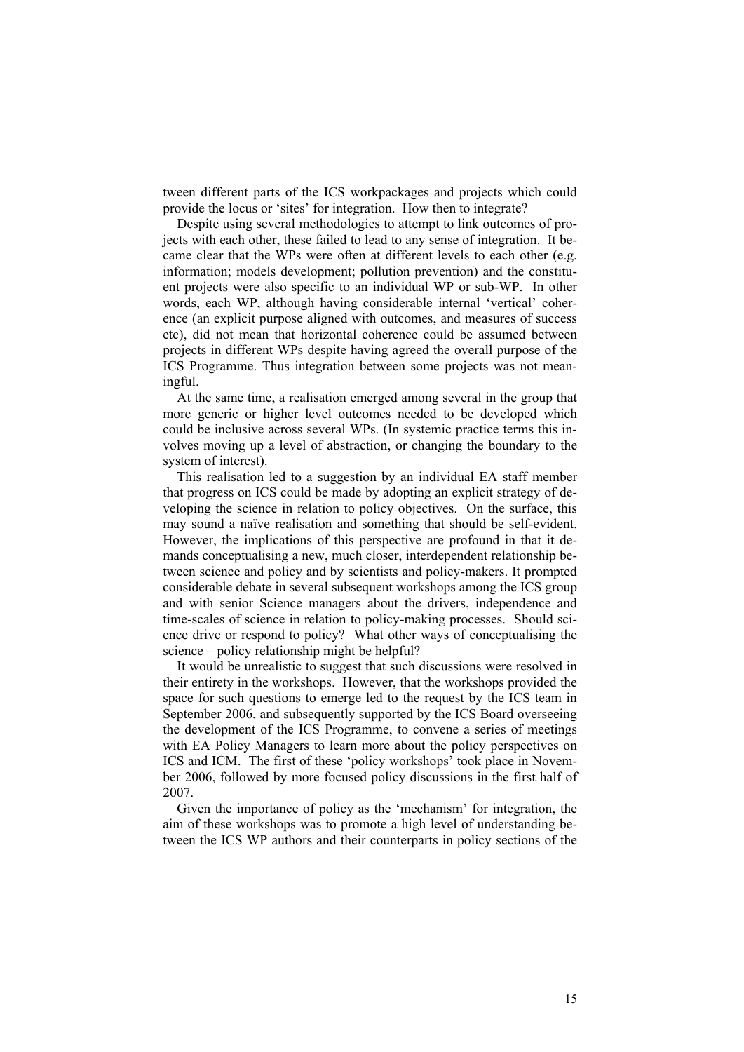tween different parts of the ICS workpackages and projects which could provide the locus or 'sites' for integration. How then to integrate?

Despite using several methodologies to attempt to link outcomes of projects with each other, these failed to lead to any sense of integration. It became clear that the WPs were often at different levels to each other (e.g. information; models development; pollution prevention) and the constituent projects were also specific to an individual WP or sub-WP. In other words, each WP, although having considerable internal 'vertical' coherence (an explicit purpose aligned with outcomes, and measures of success etc), did not mean that horizontal coherence could be assumed between projects in different WPs despite having agreed the overall purpose of the ICS Programme. Thus integration between some projects was not meaningful.

At the same time, a realisation emerged among several in the group that more generic or higher level outcomes needed to be developed which could be inclusive across several WPs. (In systemic practice terms this involves moving up a level of abstraction, or changing the boundary to the system of interest).

This realisation led to a suggestion by an individual EA staff member that progress on ICS could be made by adopting an explicit strategy of developing the science in relation to policy objectives. On the surface, this may sound a naïve realisation and something that should be self-evident. However, the implications of this perspective are profound in that it demands conceptualising a new, much closer, interdependent relationship between science and policy and by scientists and policy-makers. It prompted considerable debate in several subsequent workshops among the ICS group and with senior Science managers about the drivers, independence and time-scales of science in relation to policy-making processes. Should science drive or respond to policy? What other ways of conceptualising the science – policy relationship might be helpful?

It would be unrealistic to suggest that such discussions were resolved in their entirety in the workshops. However, that the workshops provided the space for such questions to emerge led to the request by the ICS team in September 2006, and subsequently supported by the ICS Board overseeing the development of the ICS Programme, to convene a series of meetings with EA Policy Managers to learn more about the policy perspectives on ICS and ICM. The first of these 'policy workshops' took place in November 2006, followed by more focused policy discussions in the first half of 2007.

Given the importance of policy as the 'mechanism' for integration, the aim of these workshops was to promote a high level of understanding between the ICS WP authors and their counterparts in policy sections of the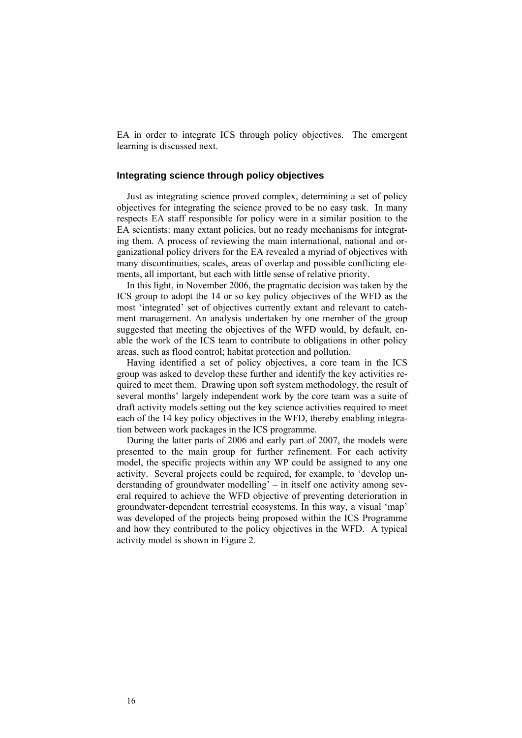EA in order to integrate ICS through policy objectives. The emergent learning is discussed next.

### Integrating science through policy objectives

Just as integrating science proved complex, determining a set of policy objectives for integrating the science proved to be no easy task. In many respects EA staff responsible for policy were in a similar position to the EA scientists: many extant policies, but no ready mechanisms for integrating them. A process of reviewing the main international, national and organizational policy drivers for the EA revealed a myriad of objectives with many discontinuities, scales, areas of overlap and possible conflicting elements, all important, but each with little sense of relative priority.

In this light, in November 2006, the pragmatic decision was taken by the ICS group to adopt the 14 or so key policy objectives of the WFD as the most 'integrated' set of objectives currently extant and relevant to catchment management. An analysis undertaken by one member of the group suggested that meeting the objectives of the WFD would, by default, enable the work of the ICS team to contribute to obligations in other policy areas, such as flood control; habitat protection and pollution.

Having identified a set of policy objectives, a core team in the ICS group was asked to develop these further and identify the key activities required to meet them. Drawing upon soft system methodology, the result of several months' largely independent work by the core team was a suite of draft activity models setting out the key science activities required to meet each of the 14 key policy objectives in the WFD, thereby enabling integration between work packages in the ICS programme.

During the latter parts of 2006 and early part of 2007, the models were presented to the main group for further refinement. For each activity model, the specific projects within any WP could be assigned to any one activity. Several projects could be required, for example, to 'develop understanding of groundwater modelling' – in itself one activity among several required to achieve the WFD objective of preventing deterioration in groundwater-dependent terrestrial ecosystems. In this way, a visual 'map' was developed of the projects being proposed within the ICS Programme and how they contributed to the policy objectives in the WFD. A typical activity model is shown in Figure 2.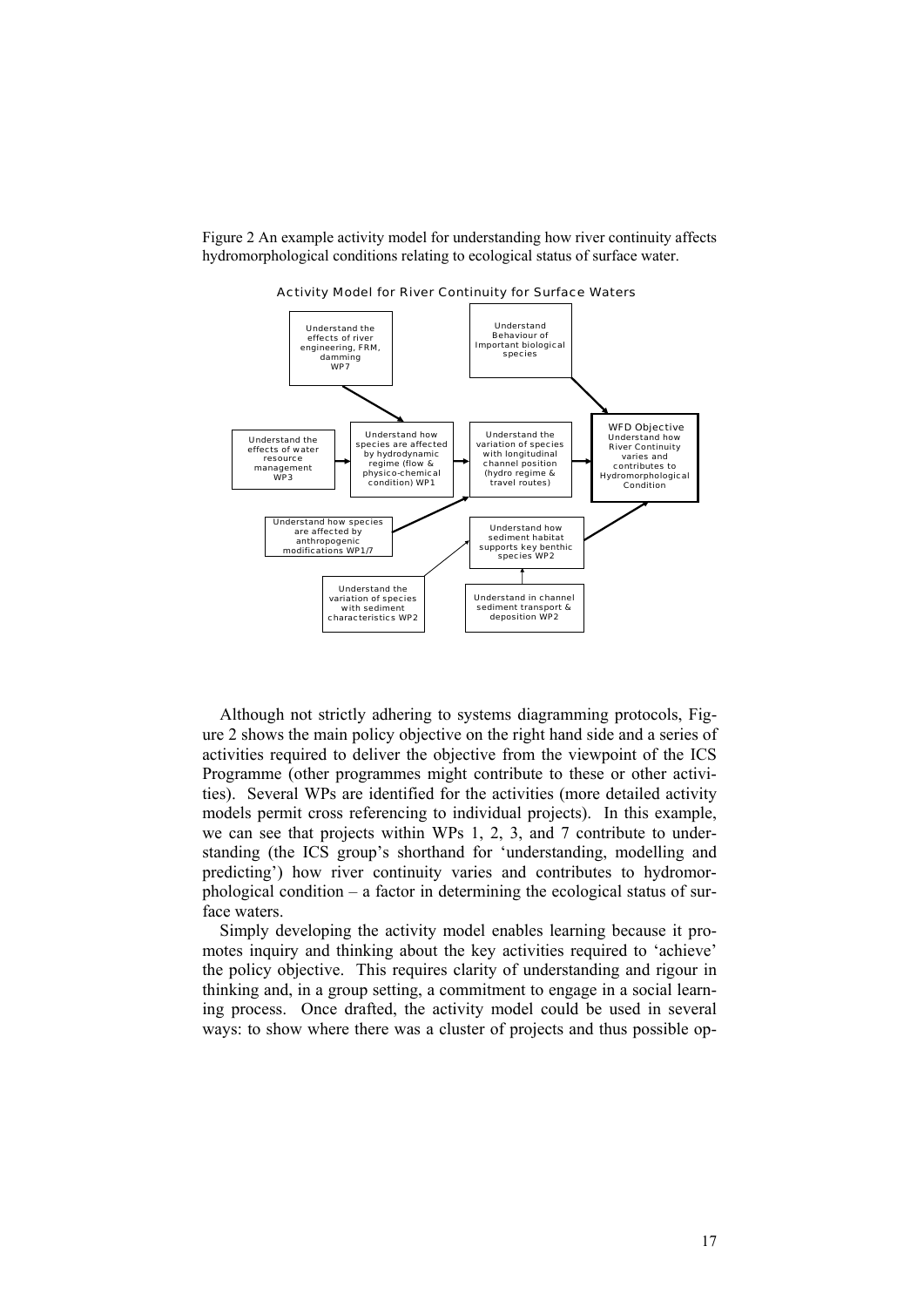Figure 2 An example activity model for understanding how river continuity affects hydromorphological conditions relating to ecological status of surface water.

Activity Model for River Continuity for Surface Waters

Understand the effects of river engineering, FRM, damming WP7

Understand Behaviour of Important biological species

Understand the effects of water resource management WP3

Understand how species are affected by hydrodynamic regime (flow & physico-chemical condition) WP1

Understand the variation of species with longitudinal channel position (hydro regime & travel routes)

WFD Objective Understand how River Continuity varies and contributes to Hydromorphological Condition

Understand how species are affected by anthropogenic modifications WP1/7

Understand how sediment habitat supports key benthic species WP2

Understand the variation of species with sediment characteristics WP2

Understand in channel sediment transport & deposition WP2

Although not strictly adhering to systems diagramming protocols, Figure 2 shows the main policy objective on the right hand side and a series of activities required to deliver the objective from the viewpoint of the ICS Programme (other programmes might contribute to these or other activities). Several WPs are identified for the activities (more detailed activity models permit cross referencing to individual projects). In this example, we can see that projects within WPs 1, 2, 3, and 7 contribute to understanding (the ICS group's shorthand for 'understanding, modelling and predicting') how river continuity varies and contributes to hydromorphological condition – a factor in determining the ecological status of surface waters.

Simply developing the activity model enables learning because it promotes inquiry and thinking about the key activities required to 'achieve' the policy objective. This requires clarity of understanding and rigour in thinking and, in a group setting, a commitment to engage in a social learning process. Once drafted, the activity model could be used in several ways: to show where there was a cluster of projects and thus possible op-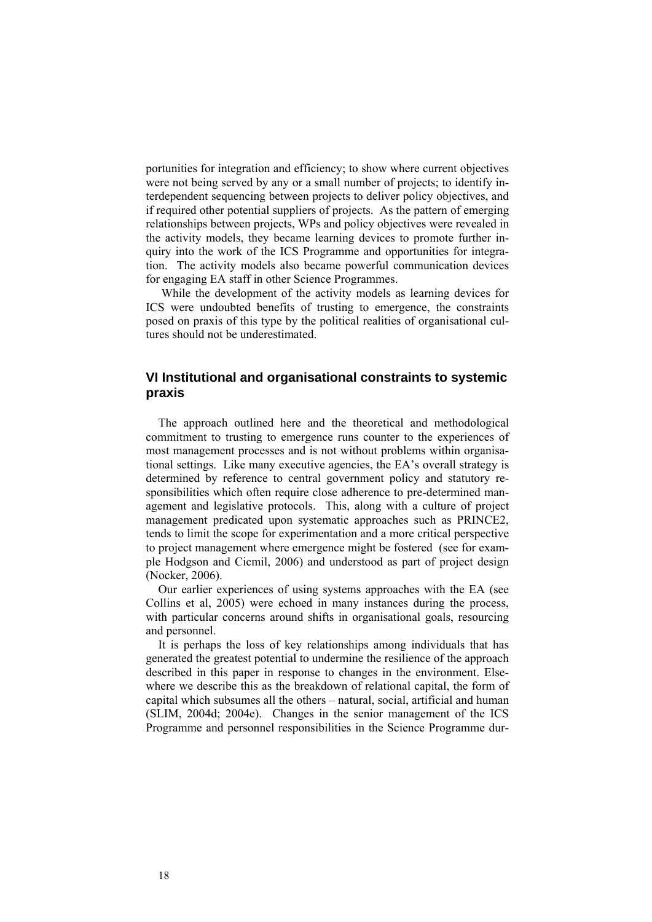portunities for integration and efficiency; to show where current objectives were not being served by any or a small number of projects; to identify interdependent sequencing between projects to deliver policy objectives, and if required other potential suppliers of projects. As the pattern of emerging relationships between projects, WPs and policy objectives were revealed in the activity models, they became learning devices to promote further inquiry into the work of the ICS Programme and opportunities for integration. The activity models also became powerful communication devices for engaging EA staff in other Science Programmes.

While the development of the activity models as learning devices for ICS were undoubted benefits of trusting to emergence, the constraints posed on praxis of this type by the political realities of organisational cultures should not be underestimated.

## VI Institutional and organisational constraints to systemic praxis

The approach outlined here and the theoretical and methodological commitment to trusting to emergence runs counter to the experiences of most management processes and is not without problems within organisational settings. Like many executive agencies, the EA's overall strategy is determined by reference to central government policy and statutory responsibilities which often require close adherence to pre-determined management and legislative protocols. This, along with a culture of project management predicated upon systematic approaches such as PRINCE2, tends to limit the scope for experimentation and a more critical perspective to project management where emergence might be fostered (see for example Hodgson and Cicmil, 2006) and understood as part of project design (Nocker, 2006).

Our earlier experiences of using systems approaches with the EA (see Collins et al, 2005) were echoed in many instances during the process, with particular concerns around shifts in organisational goals, resourcing and personnel.

It is perhaps the loss of key relationships among individuals that has generated the greatest potential to undermine the resilience of the approach described in this paper in response to changes in the environment. Elsewhere we describe this as the breakdown of relational capital, the form of capital which subsumes all the others – natural, social, artificial and human (SLIM, 2004d; 2004e). Changes in the senior management of the ICS Programme and personnel responsibilities in the Science Programme dur-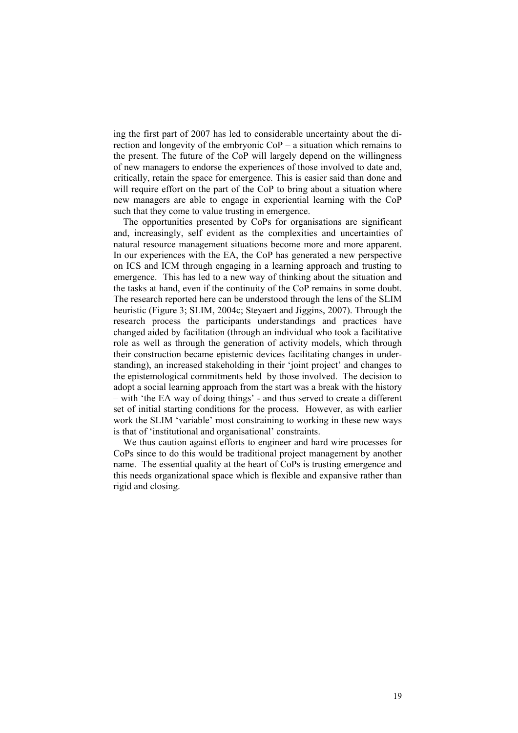ing the first part of 2007 has led to considerable uncertainty about the direction and longevity of the embryonic CoP – a situation which remains to the present. The future of the CoP will largely depend on the willingness of new managers to endorse the experiences of those involved to date and, critically, retain the space for emergence. This is easier said than done and will require effort on the part of the CoP to bring about a situation where new managers are able to engage in experiential learning with the CoP such that they come to value trusting in emergence.

The opportunities presented by CoPs for organisations are significant and, increasingly, self evident as the complexities and uncertainties of natural resource management situations become more and more apparent. In our experiences with the EA, the CoP has generated a new perspective on ICS and ICM through engaging in a learning approach and trusting to emergence. This has led to a new way of thinking about the situation and the tasks at hand, even if the continuity of the CoP remains in some doubt. The research reported here can be understood through the lens of the SLIM heuristic (Figure 3; SLIM, 2004c; Steyaert and Jiggins, 2007). Through the research process the participants understandings and practices have changed aided by facilitation (through an individual who took a facilitative role as well as through the generation of activity models, which through their construction became epistemic devices facilitating changes in understanding), an increased stakeholding in their 'joint project' and changes to the epistemological commitments held by those involved. The decision to adopt a social learning approach from the start was a break with the history – with 'the EA way of doing things' - and thus served to create a different set of initial starting conditions for the process. However, as with earlier work the SLIM 'variable' most constraining to working in these new ways is that of 'institutional and organisational' constraints.

We thus caution against efforts to engineer and hard wire processes for CoPs since to do this would be traditional project management by another name. The essential quality at the heart of CoPs is trusting emergence and this needs organizational space which is flexible and expansive rather than rigid and closing.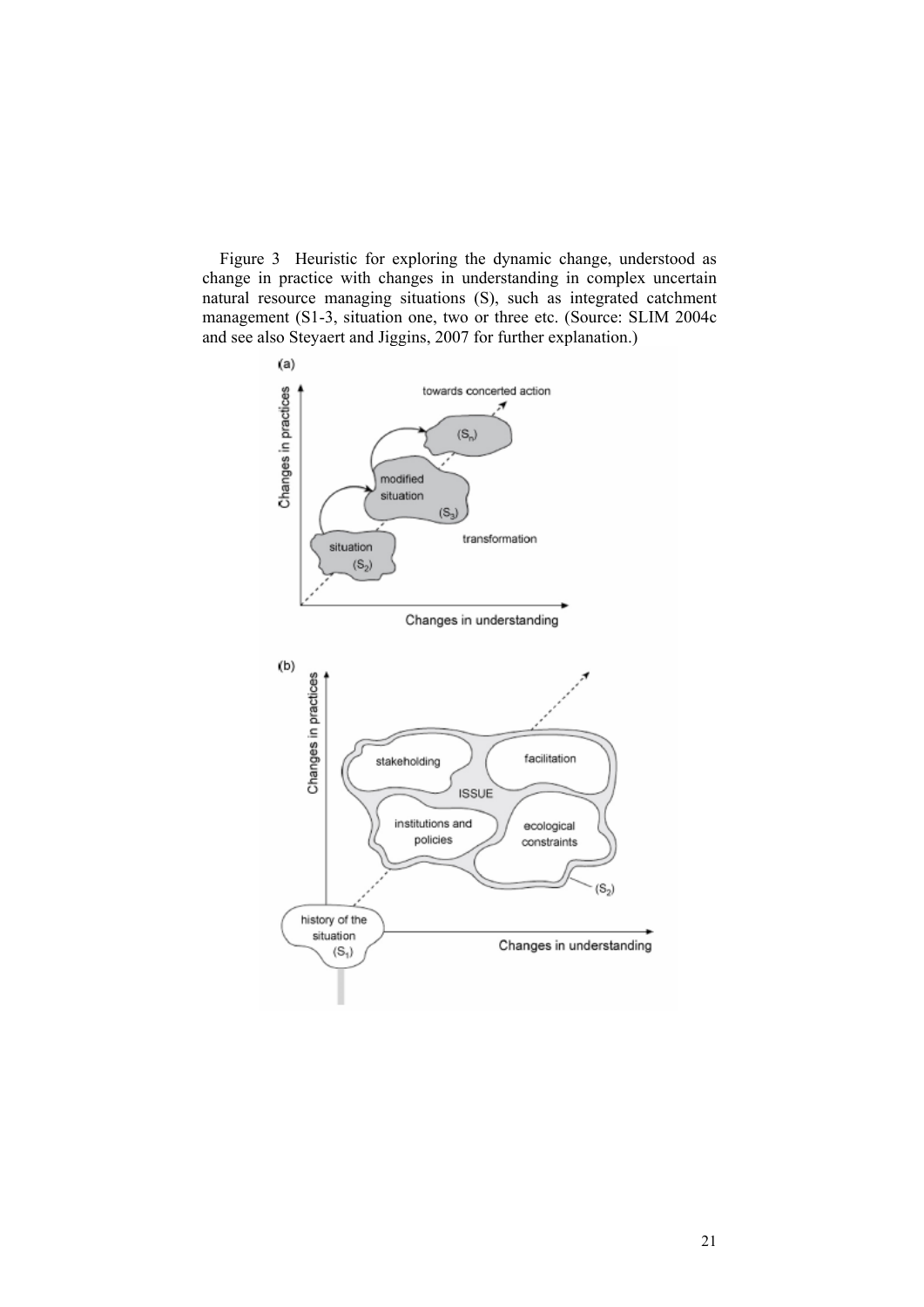Figure 3 Heuristic for exploring the dynamic change, understood as change in practice with changes in understanding in complex uncertain natural resource managing situations (S), such as integrated catchment management (S1-3, situation one, two or three etc. (Source: SLIM 2004c and see also Steyaert and Jiggins, 2007 for further explanation.)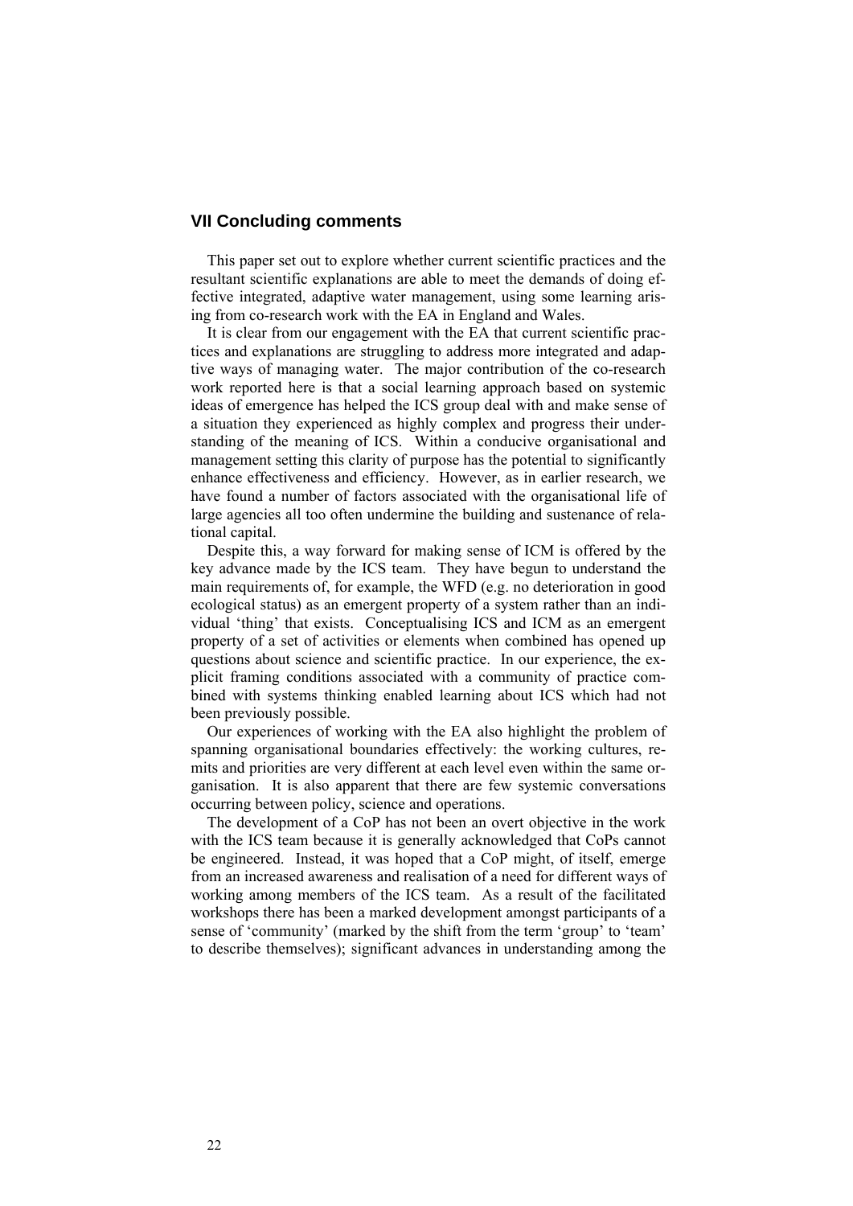## VII Concluding comments

This paper set out to explore whether current scientific practices and the resultant scientific explanations are able to meet the demands of doing effective integrated, adaptive water management, using some learning arising from co-research work with the EA in England and Wales.

It is clear from our engagement with the EA that current scientific practices and explanations are struggling to address more integrated and adaptive ways of managing water. The major contribution of the co-research work reported here is that a social learning approach based on systemic ideas of emergence has helped the ICS group deal with and make sense of a situation they experienced as highly complex and progress their understanding of the meaning of ICS. Within a conducive organisational and management setting this clarity of purpose has the potential to significantly enhance effectiveness and efficiency. However, as in earlier research, we have found a number of factors associated with the organisational life of large agencies all too often undermine the building and sustenance of relational capital.

Despite this, a way forward for making sense of ICM is offered by the key advance made by the ICS team. They have begun to understand the main requirements of, for example, the WFD (e.g. no deterioration in good ecological status) as an emergent property of a system rather than an individual 'thing' that exists. Conceptualising ICS and ICM as an emergent property of a set of activities or elements when combined has opened up questions about science and scientific practice. In our experience, the explicit framing conditions associated with a community of practice combined with systems thinking enabled learning about ICS which had not been previously possible.

Our experiences of working with the EA also highlight the problem of spanning organisational boundaries effectively: the working cultures, remits and priorities are very different at each level even within the same organisation. It is also apparent that there are few systemic conversations occurring between policy, science and operations.

The development of a CoP has not been an overt objective in the work with the ICS team because it is generally acknowledged that CoPs cannot be engineered. Instead, it was hoped that a CoP might, of itself, emerge from an increased awareness and realisation of a need for different ways of working among members of the ICS team. As a result of the facilitated workshops there has been a marked development amongst participants of a sense of 'community' (marked by the shift from the term 'group' to 'team' to describe themselves); significant advances in understanding among the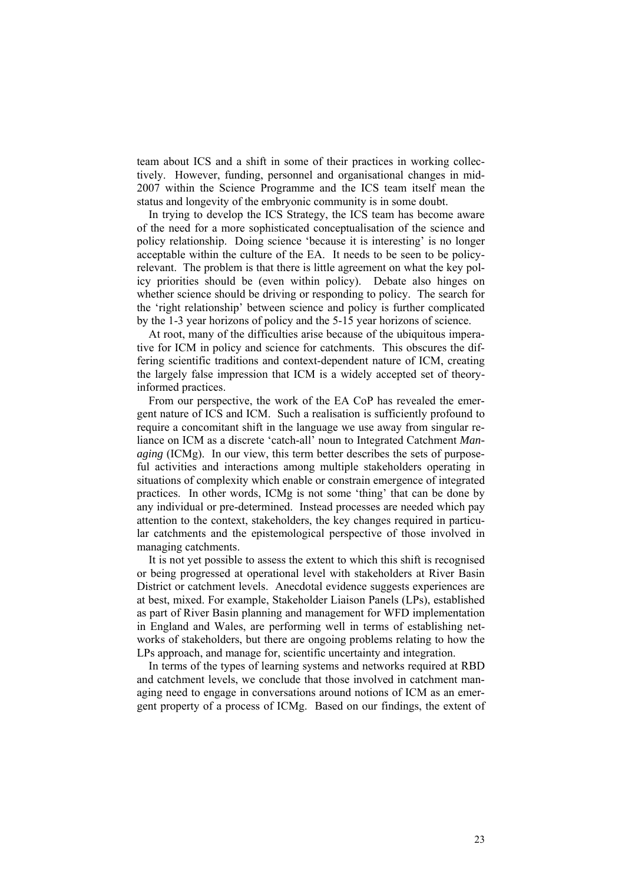team about ICS and a shift in some of their practices in working collectively. However, funding, personnel and organisational changes in mid-2007 within the Science Programme and the ICS team itself mean the status and longevity of the embryonic community is in some doubt.

In trying to develop the ICS Strategy, the ICS team has become aware of the need for a more sophisticated conceptualisation of the science and policy relationship. Doing science 'because it is interesting' is no longer acceptable within the culture of the EA. It needs to be seen to be policy-relevant. The problem is that there is little agreement on what the key policy priorities should be (even within policy). Debate also hinges on whether science should be driving or responding to policy. The search for the 'right relationship' between science and policy is further complicated by the 1-3 year horizons of policy and the 5-15 year horizons of science.

At root, many of the difficulties arise because of the ubiquitous imperative for ICM in policy and science for catchments. This obscures the differing scientific traditions and context-dependent nature of ICM, creating the largely false impression that ICM is a widely accepted set of theory-informed practices.

From our perspective, the work of the EA CoP has revealed the emergent nature of ICS and ICM. Such a realisation is sufficiently profound to require a concomitant shift in the language we use away from singular reliance on ICM as a discrete 'catch-all' noun to Integrated Catchment *Managing* (ICMg). In our view, this term better describes the sets of purposeful activities and interactions among multiple stakeholders operating in situations of complexity which enable or constrain emergence of integrated practices. In other words, ICMg is not some 'thing' that can be done by any individual or pre-determined. Instead processes are needed which pay attention to the context, stakeholders, the key changes required in particular catchments and the epistemological perspective of those involved in managing catchments.

It is not yet possible to assess the extent to which this shift is recognised or being progressed at operational level with stakeholders at River Basin District or catchment levels. Anecdotal evidence suggests experiences are at best, mixed. For example, Stakeholder Liaison Panels (LPs), established as part of River Basin planning and management for WFD implementation in England and Wales, are performing well in terms of establishing networks of stakeholders, but there are ongoing problems relating to how the LPs approach, and manage for, scientific uncertainty and integration.

In terms of the types of learning systems and networks required at RBD and catchment levels, we conclude that those involved in catchment managing need to engage in conversations around notions of ICM as an emergent property of a process of ICMg. Based on our findings, the extent of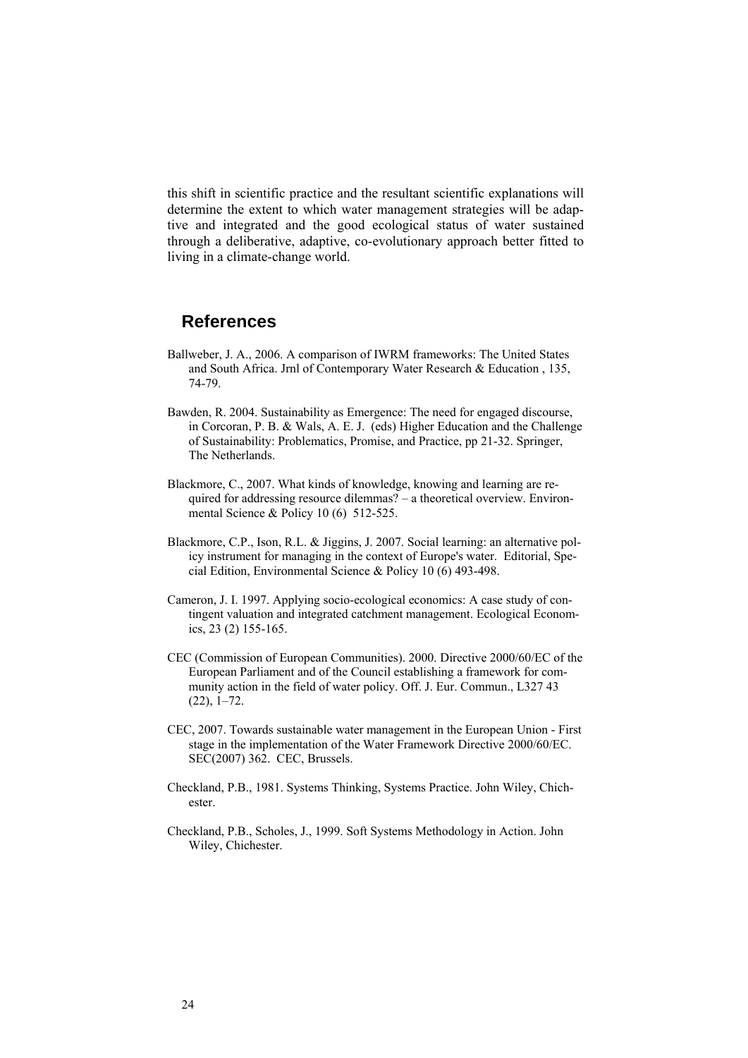this shift in scientific practice and the resultant scientific explanations will determine the extent to which water management strategies will be adaptive and integrated and the good ecological status of water sustained through a deliberative, adaptive, co-evolutionary approach better fitted to living in a climate-change world.

## References

Ballweber, J. A., 2006. A comparison of IWRM frameworks: The United States and South Africa. Jrnl of Contemporary Water Research & Education , 135, 74-79.

Bawden, R. 2004. Sustainability as Emergence: The need for engaged discourse, in Corcoran, P. B. & Wals, A. E. J. (eds) Higher Education and the Challenge of Sustainability: Problematics, Promise, and Practice, pp 21-32. Springer, The Netherlands.

Blackmore, C., 2007. What kinds of knowledge, knowing and learning are required for addressing resource dilemmas? – a theoretical overview. Environmental Science & Policy 10 (6) 512-525.

Blackmore, C.P., Ison, R.L. & Jiggins, J. 2007. Social learning: an alternative policy instrument for managing in the context of Europe's water. Editorial, Special Edition, Environmental Science & Policy 10 (6) 493-498.

Cameron, J. I. 1997. Applying socio-ecological economics: A case study of contingent valuation and integrated catchment management. Ecological Economics, 23 (2) 155-165.

CEC (Commission of European Communities). 2000. Directive 2000/60/EC of the European Parliament and of the Council establishing a framework for community action in the field of water policy. Off. J. Eur. Commun., L327 43 (22), 1–72.

CEC, 2007. Towards sustainable water management in the European Union - First stage in the implementation of the Water Framework Directive 2000/60/EC. SEC(2007) 362. CEC, Brussels.

Checkland, P.B., 1981. Systems Thinking, Systems Practice. John Wiley, Chichester.

Checkland, P.B., Scholes, J., 1999. Soft Systems Methodology in Action. John Wiley, Chichester.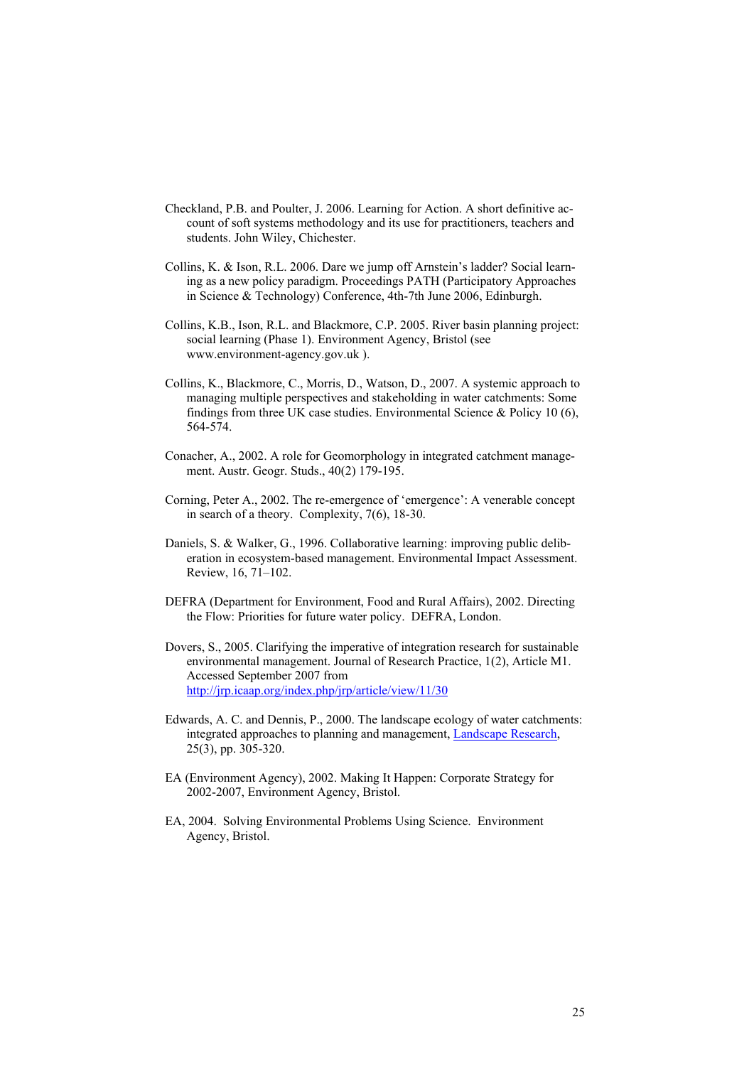Checkland, P.B. and Poulter, J. 2006. Learning for Action. A short definitive account of soft systems methodology and its use for practitioners, teachers and students. John Wiley, Chichester.

Collins, K. & Ison, R.L. 2006. Dare we jump off Arnstein's ladder? Social learning as a new policy paradigm. Proceedings PATH (Participatory Approaches in Science & Technology) Conference, 4th-7th June 2006, Edinburgh.

Collins, K.B., Ison, R.L. and Blackmore, C.P. 2005. River basin planning project: social learning (Phase 1). Environment Agency, Bristol (see www.environment-agency.gov.uk ).

Collins, K., Blackmore, C., Morris, D., Watson, D., 2007. A systemic approach to managing multiple perspectives and stakeholding in water catchments: Some findings from three UK case studies. Environmental Science & Policy 10 (6), 564-574.

Conacher, A., 2002. A role for Geomorphology in integrated catchment management. Austr. Geogr. Studs., 40(2) 179-195.

Corning, Peter A., 2002. The re-emergence of 'emergence': A venerable concept in search of a theory. Complexity, 7(6), 18-30.

Daniels, S. & Walker, G., 1996. Collaborative learning: improving public deliberation in ecosystem-based management. Environmental Impact Assessment. Review, 16, 71–102.

DEFRA (Department for Environment, Food and Rural Affairs), 2002. Directing the Flow: Priorities for future water policy. DEFRA, London.

Dovers, S., 2005. Clarifying the imperative of integration research for sustainable environmental management. Journal of Research Practice, 1(2), Article M1. Accessed September 2007 from http://jrp.icaap.org/index.php/jrp/article/view/11/30

Edwards, A. C. and Dennis, P., 2000. The landscape ecology of water catchments: integrated approaches to planning and management, Landscape Research, 25(3), pp. 305-320.

EA (Environment Agency), 2002. Making It Happen: Corporate Strategy for 2002-2007, Environment Agency, Bristol.

EA, 2004. Solving Environmental Problems Using Science. Environment Agency, Bristol.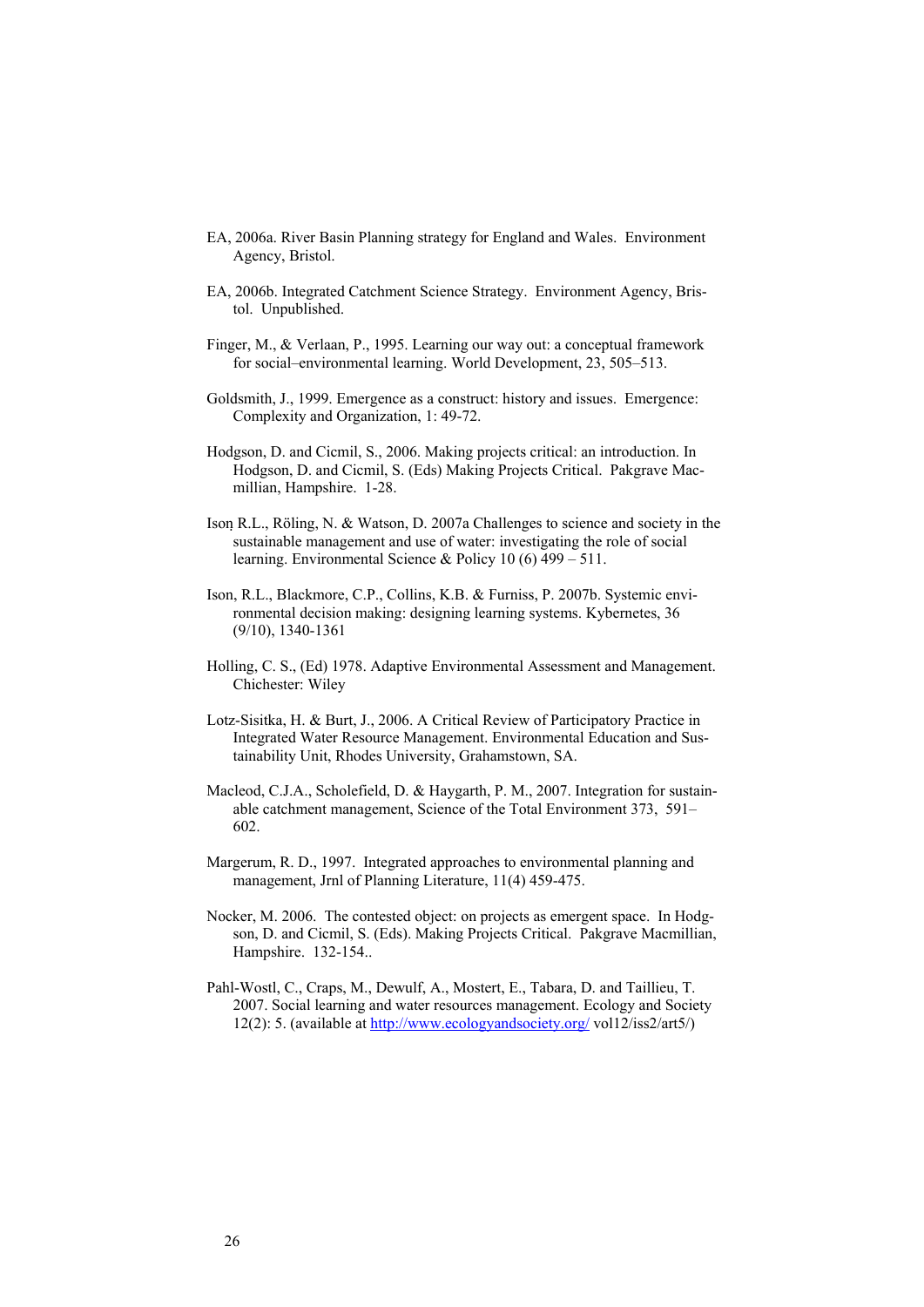EA, 2006a. River Basin Planning strategy for England and Wales. Environment Agency, Bristol.

EA, 2006b. Integrated Catchment Science Strategy. Environment Agency, Bristol. Unpublished.

Finger, M., & Verlaan, P., 1995. Learning our way out: a conceptual framework for social–environmental learning. World Development, 23, 505–513.

Goldsmith, J., 1999. Emergence as a construct: history and issues. Emergence: Complexity and Organization, 1: 49-72.

Hodgson, D. and Cicmil, S., 2006. Making projects critical: an introduction. In Hodgson, D. and Cicmil, S. (Eds) Making Projects Critical. Pakgrave Macmillian, Hampshire. 1-28.

Ison, R.L., Röling, N. & Watson, D. 2007a Challenges to science and society in the sustainable management and use of water: investigating the role of social learning. Environmental Science & Policy 10 (6) 499 – 511.

Ison, R.L., Blackmore, C.P., Collins, K.B. & Furniss, P. 2007b. Systemic environmental decision making: designing learning systems. Kybernetes, 36 (9/10), 1340-1361

Holling, C. S., (Ed) 1978. Adaptive Environmental Assessment and Management. Chichester: Wiley

Lotz-Sisitka, H. & Burt, J., 2006. A Critical Review of Participatory Practice in Integrated Water Resource Management. Environmental Education and Sustainability Unit, Rhodes University, Grahamstown, SA.

Macleod, C.J.A., Scholefield, D. & Haygarth, P. M., 2007. Integration for sustainable catchment management, Science of the Total Environment 373, 591–602.

Margerum, R. D., 1997. Integrated approaches to environmental planning and management, Jrnl of Planning Literature, 11(4) 459-475.

Nocker, M. 2006. The contested object: on projects as emergent space. In Hodgson, D. and Cicmil, S. (Eds). Making Projects Critical. Pakgrave Macmillian, Hampshire. 132-154..

Pahl-Wostl, C., Craps, M., Dewulf, A., Mostert, E., Tabara, D. and Taillieu, T. 2007. Social learning and water resources management. Ecology and Society 12(2): 5. (available at http://www.ecologyandsociety.org/ vol12/iss2/art5/)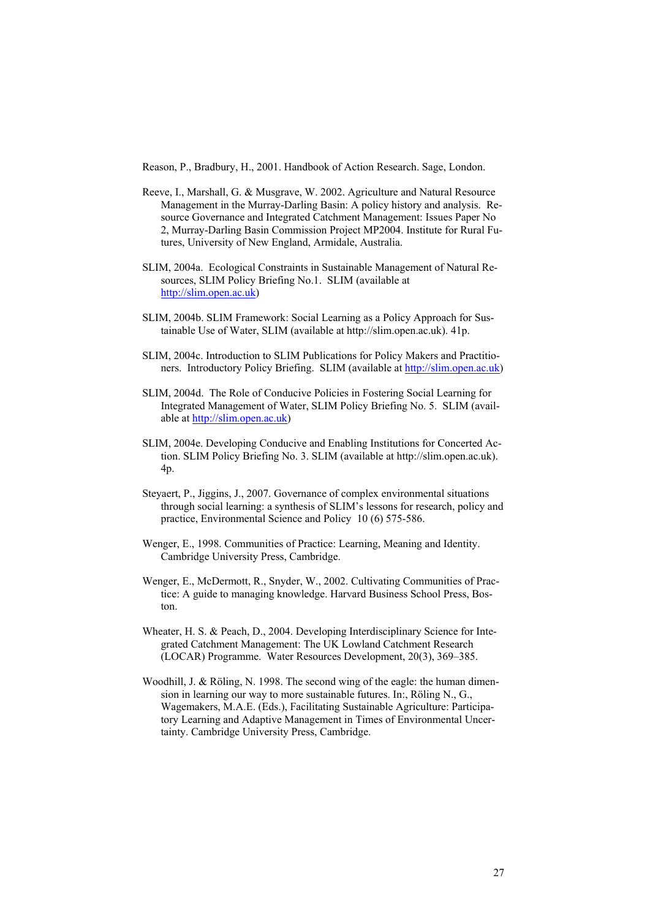Reason, P., Bradbury, H., 2001. Handbook of Action Research. Sage, London.

Reeve, I., Marshall, G. & Musgrave, W. 2002. Agriculture and Natural Resource Management in the Murray-Darling Basin: A policy history and analysis. Resource Governance and Integrated Catchment Management: Issues Paper No 2, Murray-Darling Basin Commission Project MP2004. Institute for Rural Futures, University of New England, Armidale, Australia.

SLIM, 2004a. Ecological Constraints in Sustainable Management of Natural Resources, SLIM Policy Briefing No.1. SLIM (available at http://slim.open.ac.uk)

SLIM, 2004b. SLIM Framework: Social Learning as a Policy Approach for Sustainable Use of Water, SLIM (available at http://slim.open.ac.uk). 41p.

SLIM, 2004c. Introduction to SLIM Publications for Policy Makers and Practitioners. Introductory Policy Briefing. SLIM (available at http://slim.open.ac.uk)

SLIM, 2004d. The Role of Conducive Policies in Fostering Social Learning for Integrated Management of Water, SLIM Policy Briefing No. 5. SLIM (available at http://slim.open.ac.uk)

SLIM, 2004e. Developing Conducive and Enabling Institutions for Concerted Action. SLIM Policy Briefing No. 3. SLIM (available at http://slim.open.ac.uk). 4p.

Steyaert, P., Jiggins, J., 2007. Governance of complex environmental situations through social learning: a synthesis of SLIM's lessons for research, policy and practice, Environmental Science and Policy 10 (6) 575-586.

Wenger, E., 1998. Communities of Practice: Learning, Meaning and Identity. Cambridge University Press, Cambridge.

Wenger, E., McDermott, R., Snyder, W., 2002. Cultivating Communities of Practice: A guide to managing knowledge. Harvard Business School Press, Boston.

Wheater, H. S. & Peach, D., 2004. Developing Interdisciplinary Science for Integrated Catchment Management: The UK Lowland Catchment Research (LOCAR) Programme. Water Resources Development, 20(3), 369–385.

Woodhill, J. & Röling, N. 1998. The second wing of the eagle: the human dimension in learning our way to more sustainable futures. In:, Röling N., G., Wagemakers, M.A.E. (Eds.), Facilitating Sustainable Agriculture: Participatory Learning and Adaptive Management in Times of Environmental Uncertainty. Cambridge University Press, Cambridge.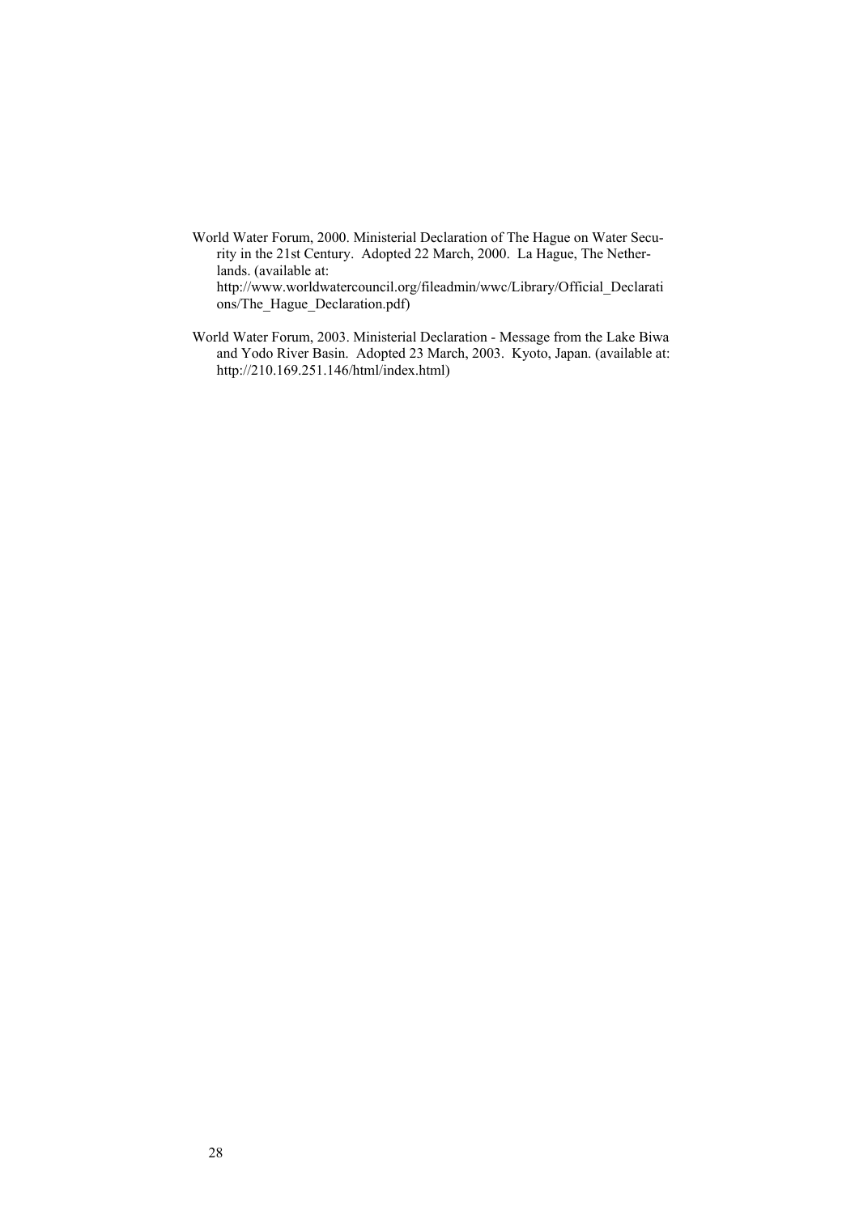World Water Forum, 2000. Ministerial Declaration of The Hague on Water Security in the 21st Century. Adopted 22 March, 2000. La Hague, The Netherlands. (available at: http://www.worldwatercouncil.org/fileadmin/wwc/Library/Official_Declarations/The_Hague_Declaration.pdf)

World Water Forum, 2003. Ministerial Declaration - Message from the Lake Biwa and Yodo River Basin. Adopted 23 March, 2003. Kyoto, Japan. (available at: http://210.169.251.146/html/index.html)